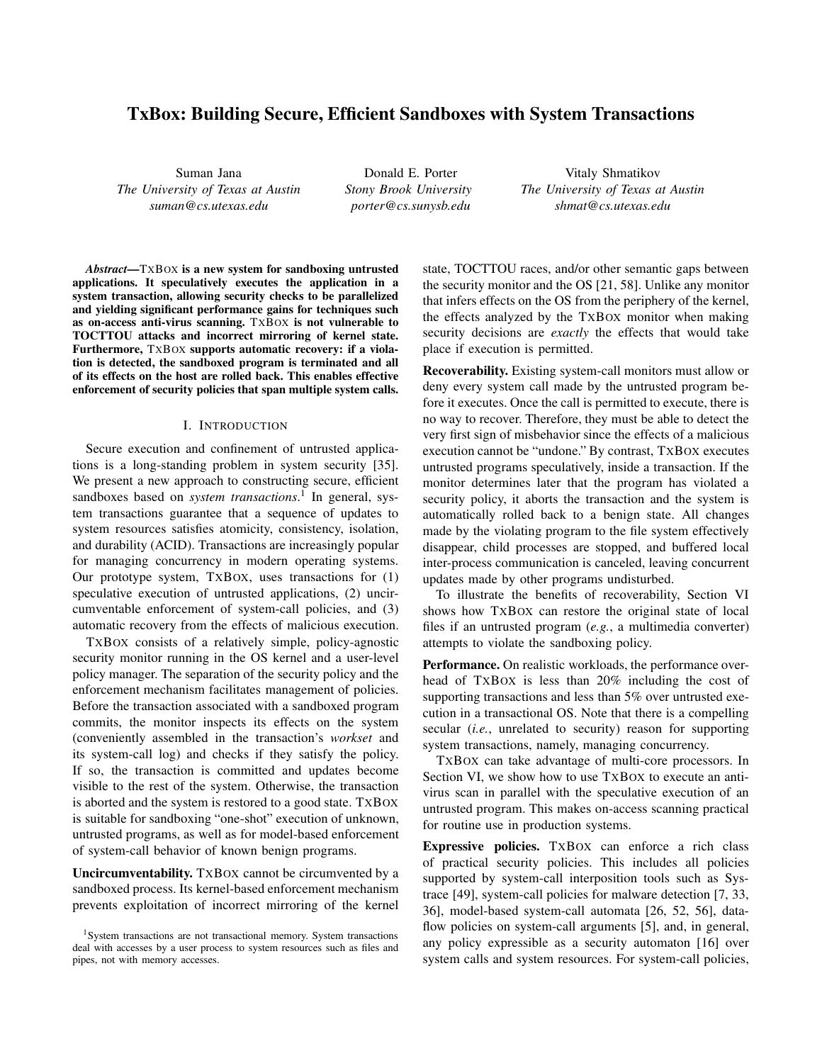# TxBox: Building Secure, Efficient Sandboxes with System Transactions

Suman Jana
*The University of Texas at Austin*
*suman@cs.utexas.edu*

Donald E. Porter
*Stony Brook University*
*porter@cs.sunysb.edu*

Vitaly Shmatikov
*The University of Texas at Austin*
*shmat@cs.utexas.edu*

***Abstract*—TxBox is a new system for sandboxing untrusted applications. It speculatively executes the application in a system transaction, allowing security checks to be parallelized and yielding significant performance gains for techniques such as on-access anti-virus scanning. TxBox is not vulnerable to TOCTTOU attacks and incorrect mirroring of kernel state. Furthermore, TxBox supports automatic recovery: if a violation is detected, the sandboxed program is terminated and all of its effects on the host are rolled back. This enables effective enforcement of security policies that span multiple system calls.**

## I. Introduction

Secure execution and confinement of untrusted applications is a long-standing problem in system security [35]. We present a new approach to constructing secure, efficient sandboxes based on *system transactions*.[1] In general, system transactions guarantee that a sequence of updates to system resources satisfies atomicity, consistency, isolation, and durability (ACID). Transactions are increasingly popular for managing concurrency in modern operating systems. Our prototype system, TxBox, uses transactions for (1) speculative execution of untrusted applications, (2) uncircumventable enforcement of system-call policies, and (3) automatic recovery from the effects of malicious execution.

TxBox consists of a relatively simple, policy-agnostic security monitor running in the OS kernel and a user-level policy manager. The separation of the security policy and the enforcement mechanism facilitates management of policies. Before the transaction associated with a sandboxed program commits, the monitor inspects its effects on the system (conveniently assembled in the transaction's *workset* and its system-call log) and checks if they satisfy the policy. If so, the transaction is committed and updates become visible to the rest of the system. Otherwise, the transaction is aborted and the system is restored to a good state. TxBox is suitable for sandboxing "one-shot" execution of unknown, untrusted programs, as well as for model-based enforcement of system-call behavior of known benign programs.

**Uncircumventability.** TxBox cannot be circumvented by a sandboxed process. Its kernel-based enforcement mechanism prevents exploitation of incorrect mirroring of the kernel state, TOCTTOU races, and/or other semantic gaps between the security monitor and the OS [21, 58]. Unlike any monitor that infers effects on the OS from the periphery of the kernel, the effects analyzed by the TxBox monitor when making security decisions are *exactly* the effects that would take place if execution is permitted.

**Recoverability.** Existing system-call monitors must allow or deny every system call made by the untrusted program before it executes. Once the call is permitted to execute, there is no way to recover. Therefore, they must be able to detect the very first sign of misbehavior since the effects of a malicious execution cannot be "undone." By contrast, TxBox executes untrusted programs speculatively, inside a transaction. If the monitor determines later that the program has violated a security policy, it aborts the transaction and the system is automatically rolled back to a benign state. All changes made by the violating program to the file system effectively disappear, child processes are stopped, and buffered local inter-process communication is canceled, leaving concurrent updates made by other programs undisturbed.

To illustrate the benefits of recoverability, Section VI shows how TxBox can restore the original state of local files if an untrusted program (*e.g.*, a multimedia converter) attempts to violate the sandboxing policy.

**Performance.** On realistic workloads, the performance overhead of TxBox is less than 20% including the cost of supporting transactions and less than 5% over untrusted execution in a transactional OS. Note that there is a compelling secular (*i.e.*, unrelated to security) reason for supporting system transactions, namely, managing concurrency.

TxBox can take advantage of multi-core processors. In Section VI, we show how to use TxBox to execute an anti-virus scan in parallel with the speculative execution of an untrusted program. This makes on-access scanning practical for routine use in production systems.

**Expressive policies.** TxBox can enforce a rich class of practical security policies. This includes all policies supported by system-call interposition tools such as Systrace [49], system-call policies for malware detection [7, 33, 36], model-based system-call automata [26, 52, 56], data-flow policies on system-call arguments [5], and, in general, any policy expressible as a security automaton [16] over system calls and system resources. For system-call policies,

[1] System transactions are not transactional memory. System transactions deal with accesses by a user process to system resources such as files and pipes, not with memory accesses.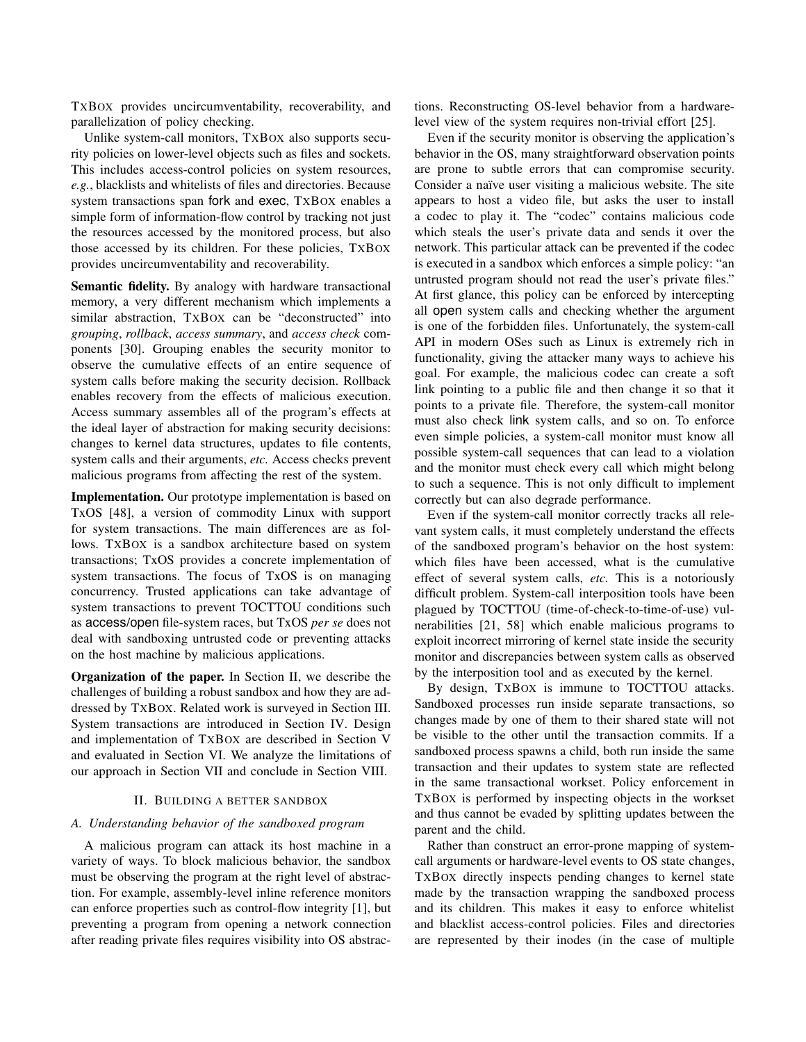TxBox provides uncircumventability, recoverability, and parallelization of policy checking.

Unlike system-call monitors, TxBox also supports security policies on lower-level objects such as files and sockets. This includes access-control policies on system resources, *e.g.*, blacklists and whitelists of files and directories. Because system transactions span fork and exec, TxBox enables a simple form of information-flow control by tracking not just the resources accessed by the monitored process, but also those accessed by its children. For these policies, TxBox provides uncircumventability and recoverability.

**Semantic fidelity.** By analogy with hardware transactional memory, a very different mechanism which implements a similar abstraction, TxBox can be "deconstructed" into *grouping*, *rollback*, *access summary*, and *access check* components [30]. Grouping enables the security monitor to observe the cumulative effects of an entire sequence of system calls before making the security decision. Rollback enables recovery from the effects of malicious execution. Access summary assembles all of the program's effects at the ideal layer of abstraction for making security decisions: changes to kernel data structures, updates to file contents, system calls and their arguments, *etc.* Access checks prevent malicious programs from affecting the rest of the system.

**Implementation.** Our prototype implementation is based on TxOS [48], a version of commodity Linux with support for system transactions. The main differences are as follows. TxBox is a sandbox architecture based on system transactions; TxOS provides a concrete implementation of system transactions. The focus of TxOS is on managing concurrency. Trusted applications can take advantage of system transactions to prevent TOCTTOU conditions such as access/open file-system races, but TxOS *per se* does not deal with sandboxing untrusted code or preventing attacks on the host machine by malicious applications.

**Organization of the paper.** In Section II, we describe the challenges of building a robust sandbox and how they are addressed by TxBox. Related work is surveyed in Section III. System transactions are introduced in Section IV. Design and implementation of TxBox are described in Section V and evaluated in Section VI. We analyze the limitations of our approach in Section VII and conclude in Section VIII.

## II. Building a better sandbox

### A. Understanding behavior of the sandboxed program

A malicious program can attack its host machine in a variety of ways. To block malicious behavior, the sandbox must be observing the program at the right level of abstraction. For example, assembly-level inline reference monitors can enforce properties such as control-flow integrity [1], but preventing a program from opening a network connection after reading private files requires visibility into OS abstractions. Reconstructing OS-level behavior from a hardware-level view of the system requires non-trivial effort [25].

Even if the security monitor is observing the application's behavior in the OS, many straightforward observation points are prone to subtle errors that can compromise security. Consider a naïve user visiting a malicious website. The site appears to host a video file, but asks the user to install a codec to play it. The "codec" contains malicious code which steals the user's private data and sends it over the network. This particular attack can be prevented if the codec is executed in a sandbox which enforces a simple policy: "an untrusted program should not read the user's private files." At first glance, this policy can be enforced by intercepting all open system calls and checking whether the argument is one of the forbidden files. Unfortunately, the system-call API in modern OSes such as Linux is extremely rich in functionality, giving the attacker many ways to achieve his goal. For example, the malicious codec can create a soft link pointing to a public file and then change it so that it points to a private file. Therefore, the system-call monitor must also check link system calls, and so on. To enforce even simple policies, a system-call monitor must know all possible system-call sequences that can lead to a violation and the monitor must check every call which might belong to such a sequence. This is not only difficult to implement correctly but can also degrade performance.

Even if the system-call monitor correctly tracks all relevant system calls, it must completely understand the effects of the sandboxed program's behavior on the host system: which files have been accessed, what is the cumulative effect of several system calls, *etc.* This is a notoriously difficult problem. System-call interposition tools have been plagued by TOCTTOU (time-of-check-to-time-of-use) vulnerabilities [21, 58] which enable malicious programs to exploit incorrect mirroring of kernel state inside the security monitor and discrepancies between system calls as observed by the interposition tool and as executed by the kernel.

By design, TxBox is immune to TOCTTOU attacks. Sandboxed processes run inside separate transactions, so changes made by one of them to their shared state will not be visible to the other until the transaction commits. If a sandboxed process spawns a child, both run inside the same transaction and their updates to system state are reflected in the same transactional workset. Policy enforcement in TxBox is performed by inspecting objects in the workset and thus cannot be evaded by splitting updates between the parent and the child.

Rather than construct an error-prone mapping of system-call arguments or hardware-level events to OS state changes, TxBox directly inspects pending changes to kernel state made by the transaction wrapping the sandboxed process and its children. This makes it easy to enforce whitelist and blacklist access-control policies. Files and directories are represented by their inodes (in the case of multiple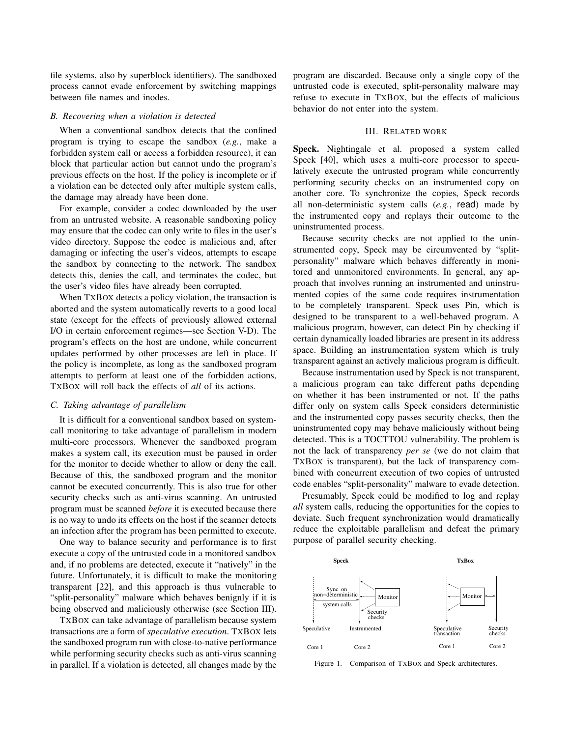file systems, also by superblock identifiers). The sandboxed process cannot evade enforcement by switching mappings between file names and inodes.

### B. Recovering when a violation is detected

When a conventional sandbox detects that the confined program is trying to escape the sandbox (*e.g.*, make a forbidden system call or access a forbidden resource), it can block that particular action but cannot undo the program's previous effects on the host. If the policy is incomplete or if a violation can be detected only after multiple system calls, the damage may already have been done.

For example, consider a codec downloaded by the user from an untrusted website. A reasonable sandboxing policy may ensure that the codec can only write to files in the user's video directory. Suppose the codec is malicious and, after damaging or infecting the user's videos, attempts to escape the sandbox by connecting to the network. The sandbox detects this, denies the call, and terminates the codec, but the user's video files have already been corrupted.

When TxBox detects a policy violation, the transaction is aborted and the system automatically reverts to a good local state (except for the effects of previously allowed external I/O in certain enforcement regimes—see Section V-D). The program's effects on the host are undone, while concurrent updates performed by other processes are left in place. If the policy is incomplete, as long as the sandboxed program attempts to perform at least one of the forbidden actions, TxBox will roll back the effects of *all* of its actions.

### C. Taking advantage of parallelism

It is difficult for a conventional sandbox based on system-call monitoring to take advantage of parallelism in modern multi-core processors. Whenever the sandboxed program makes a system call, its execution must be paused in order for the monitor to decide whether to allow or deny the call. Because of this, the sandboxed program and the monitor cannot be executed concurrently. This is also true for other security checks such as anti-virus scanning. An untrusted program must be scanned *before* it is executed because there is no way to undo its effects on the host if the scanner detects an infection after the program has been permitted to execute.

One way to balance security and performance is to first execute a copy of the untrusted code in a monitored sandbox and, if no problems are detected, execute it "natively" in the future. Unfortunately, it is difficult to make the monitoring transparent [22], and this approach is thus vulnerable to "split-personality" malware which behaves benignly if it is being observed and maliciously otherwise (see Section III).

TxBox can take advantage of parallelism because system transactions are a form of *speculative execution*. TxBox lets the sandboxed program run with close-to-native performance while performing security checks such as anti-virus scanning in parallel. If a violation is detected, all changes made by the program are discarded. Because only a single copy of the untrusted code is executed, split-personality malware may refuse to execute in TxBox, but the effects of malicious behavior do not enter into the system.

## III. Related work

**Speck.** Nightingale et al. proposed a system called Speck [40], which uses a multi-core processor to speculatively execute the untrusted program while concurrently performing security checks on an instrumented copy on another core. To synchronize the copies, Speck records all non-deterministic system calls (*e.g.*, read) made by the instrumented copy and replays their outcome to the uninstrumented process.

Because security checks are not applied to the uninstrumented copy, Speck may be circumvented by "split-personality" malware which behaves differently in monitored and unmonitored environments. In general, any approach that involves running an instrumented and uninstrumented copies of the same code requires instrumentation to be completely transparent. Speck uses Pin, which is designed to be transparent to a well-behaved program. A malicious program, however, can detect Pin by checking if certain dynamically loaded libraries are present in its address space. Building an instrumentation system which is truly transparent against an actively malicious program is difficult.

Because instrumentation used by Speck is not transparent, a malicious program can take different paths depending on whether it has been instrumented or not. If the paths differ only on system calls Speck considers deterministic and the instrumented copy passes security checks, then the uninstrumented copy may behave maliciously without being detected. This is a TOCTTOU vulnerability. The problem is not the lack of transparency *per se* (we do not claim that TxBox is transparent), but the lack of transparency combined with concurrent execution of two copies of untrusted code enables "split-personality" malware to evade detection.

Presumably, Speck could be modified to log and replay *all* system calls, reducing the opportunities for the copies to deviate. Such frequent synchronization would dramatically reduce the exploitable parallelism and defeat the primary purpose of parallel security checking.

Speck

Sync on non–deterministic system calls

Monitor

Security checks

Speculative

Instrumented

Core 1

Core 2

TxBox

Monitor

Speculative transaction

Security checks

Core 1

Core 2

Figure 1. Comparison of TxBox and Speck architectures.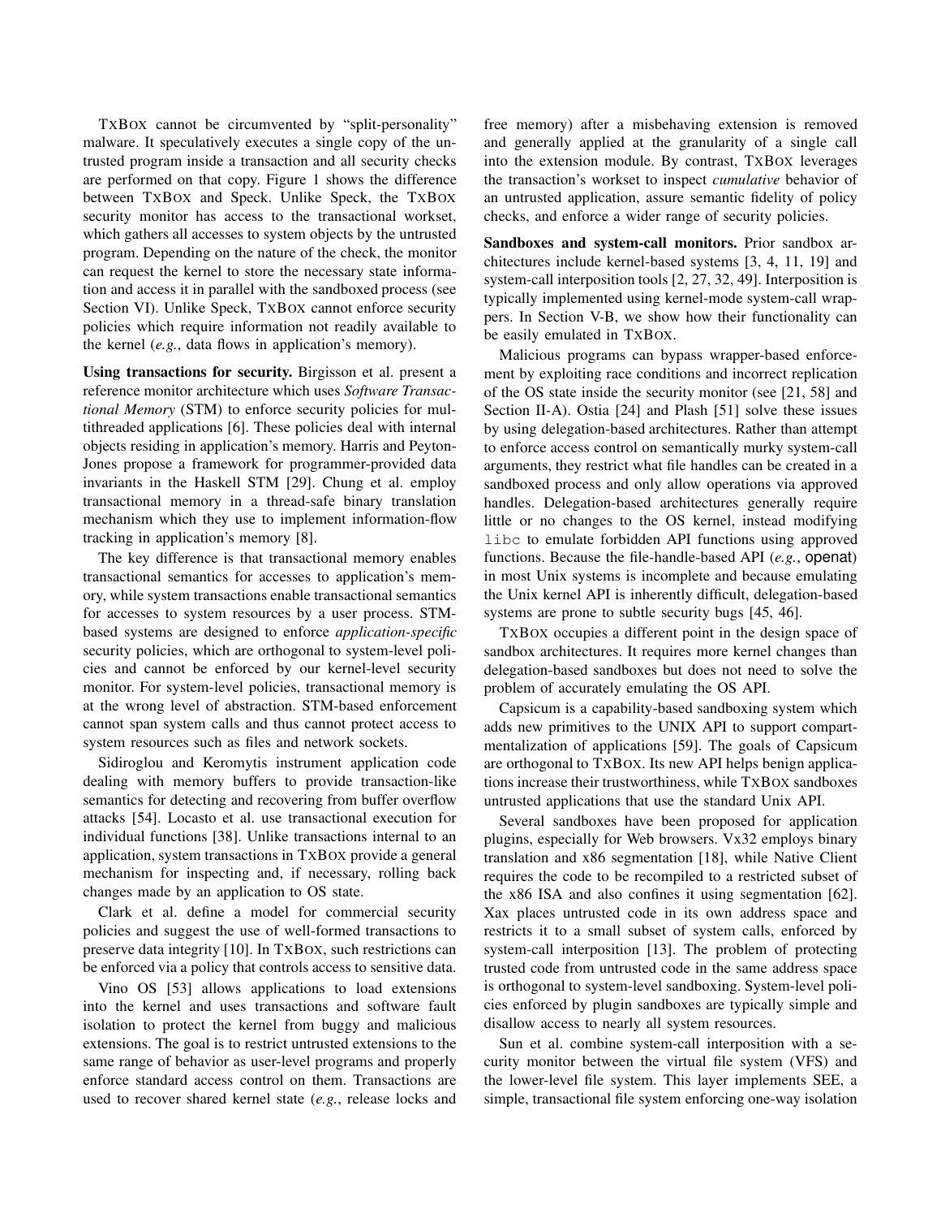TxBox cannot be circumvented by "split-personality" malware. It speculatively executes a single copy of the untrusted program inside a transaction and all security checks are performed on that copy. Figure 1 shows the difference between TxBox and Speck. Unlike Speck, the TxBox security monitor has access to the transactional workset, which gathers all accesses to system objects by the untrusted program. Depending on the nature of the check, the monitor can request the kernel to store the necessary state information and access it in parallel with the sandboxed process (see Section VI). Unlike Speck, TxBox cannot enforce security policies which require information not readily available to the kernel (*e.g.*, data flows in application's memory).

**Using transactions for security.** Birgisson et al. present a reference monitor architecture which uses *Software Transactional Memory* (STM) to enforce security policies for multithreaded applications [6]. These policies deal with internal objects residing in application's memory. Harris and Peyton-Jones propose a framework for programmer-provided data invariants in the Haskell STM [29]. Chung et al. employ transactional memory in a thread-safe binary translation mechanism which they use to implement information-flow tracking in application's memory [8].

The key difference is that transactional memory enables transactional semantics for accesses to application's memory, while system transactions enable transactional semantics for accesses to system resources by a user process. STM-based systems are designed to enforce *application-specific* security policies, which are orthogonal to system-level policies and cannot be enforced by our kernel-level security monitor. For system-level policies, transactional memory is at the wrong level of abstraction. STM-based enforcement cannot span system calls and thus cannot protect access to system resources such as files and network sockets.

Sidiroglou and Keromytis instrument application code dealing with memory buffers to provide transaction-like semantics for detecting and recovering from buffer overflow attacks [54]. Locasto et al. use transactional execution for individual functions [38]. Unlike transactions internal to an application, system transactions in TxBox provide a general mechanism for inspecting and, if necessary, rolling back changes made by an application to OS state.

Clark et al. define a model for commercial security policies and suggest the use of well-formed transactions to preserve data integrity [10]. In TxBox, such restrictions can be enforced via a policy that controls access to sensitive data.

Vino OS [53] allows applications to load extensions into the kernel and uses transactions and software fault isolation to protect the kernel from buggy and malicious extensions. The goal is to restrict untrusted extensions to the same range of behavior as user-level programs and properly enforce standard access control on them. Transactions are used to recover shared kernel state (*e.g.*, release locks and free memory) after a misbehaving extension is removed and generally applied at the granularity of a single call into the extension module. By contrast, TxBox leverages the transaction's workset to inspect *cumulative* behavior of an untrusted application, assure semantic fidelity of policy checks, and enforce a wider range of security policies.

**Sandboxes and system-call monitors.** Prior sandbox architectures include kernel-based systems [3, 4, 11, 19] and system-call interposition tools [2, 27, 32, 49]. Interposition is typically implemented using kernel-mode system-call wrappers. In Section V-B, we show how their functionality can be easily emulated in TxBox.

Malicious programs can bypass wrapper-based enforcement by exploiting race conditions and incorrect replication of the OS state inside the security monitor (see [21, 58] and Section II-A). Ostia [24] and Plash [51] solve these issues by using delegation-based architectures. Rather than attempt to enforce access control on semantically murky system-call arguments, they restrict what file handles can be created in a sandboxed process and only allow operations via approved handles. Delegation-based architectures generally require little or no changes to the OS kernel, instead modifying `libc` to emulate forbidden API functions using approved functions. Because the file-handle-based API (*e.g.*, openat) in most Unix systems is incomplete and because emulating the Unix kernel API is inherently difficult, delegation-based systems are prone to subtle security bugs [45, 46].

TxBox occupies a different point in the design space of sandbox architectures. It requires more kernel changes than delegation-based sandboxes but does not need to solve the problem of accurately emulating the OS API.

Capsicum is a capability-based sandboxing system which adds new primitives to the UNIX API to support compartmentalization of applications [59]. The goals of Capsicum are orthogonal to TxBox. Its new API helps benign applications increase their trustworthiness, while TxBox sandboxes untrusted applications that use the standard Unix API.

Several sandboxes have been proposed for application plugins, especially for Web browsers. Vx32 employs binary translation and x86 segmentation [18], while Native Client requires the code to be recompiled to a restricted subset of the x86 ISA and also confines it using segmentation [62]. Xax places untrusted code in its own address space and restricts it to a small subset of system calls, enforced by system-call interposition [13]. The problem of protecting trusted code from untrusted code in the same address space is orthogonal to system-level sandboxing. System-level policies enforced by plugin sandboxes are typically simple and disallow access to nearly all system resources.

Sun et al. combine system-call interposition with a security monitor between the virtual file system (VFS) and the lower-level file system. This layer implements SEE, a simple, transactional file system enforcing one-way isolation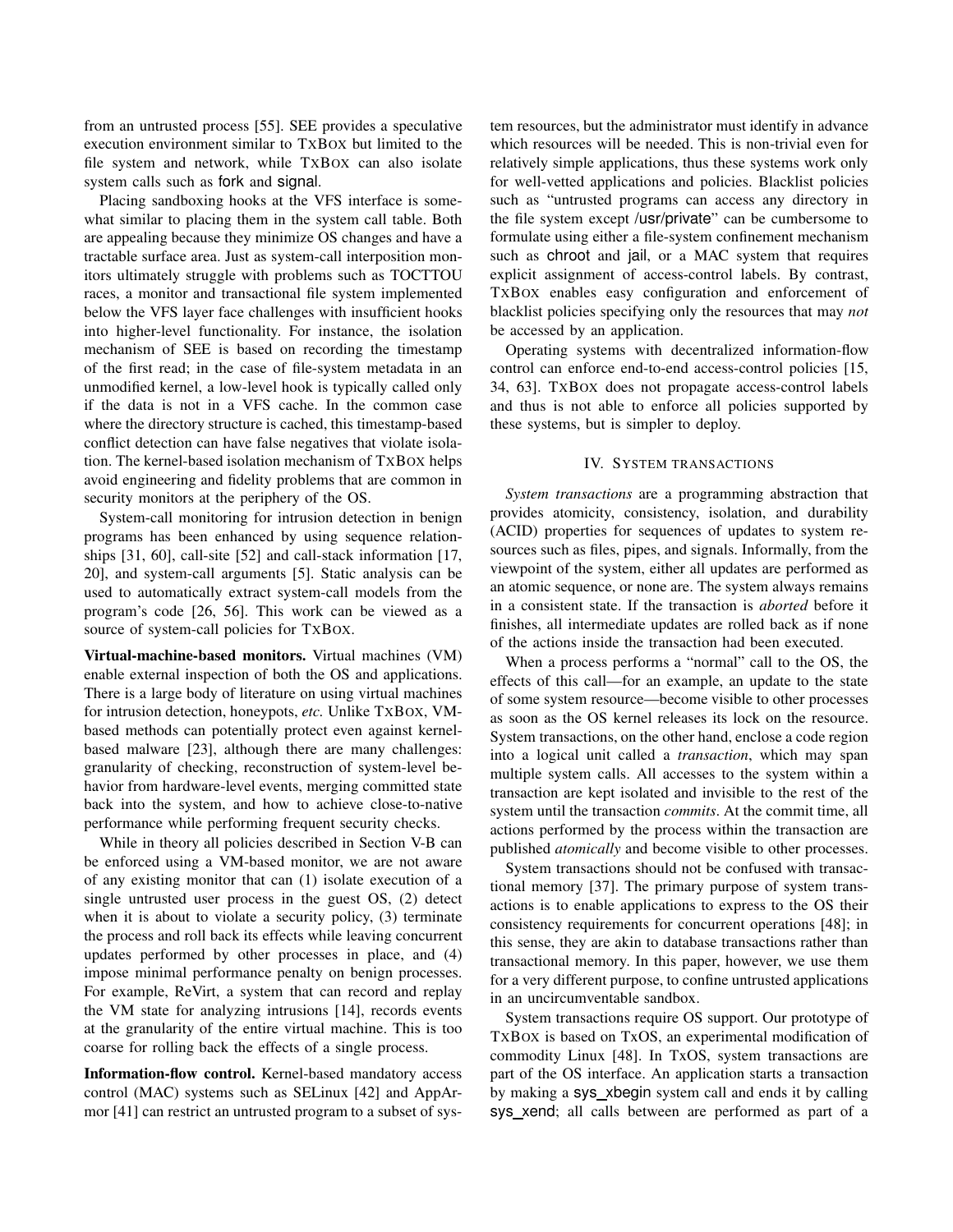from an untrusted process [55]. SEE provides a speculative execution environment similar to TxBox but limited to the file system and network, while TxBox can also isolate system calls such as fork and signal.

Placing sandboxing hooks at the VFS interface is somewhat similar to placing them in the system call table. Both are appealing because they minimize OS changes and have a tractable surface area. Just as system-call interposition monitors ultimately struggle with problems such as TOCTTOU races, a monitor and transactional file system implemented below the VFS layer face challenges with insufficient hooks into higher-level functionality. For instance, the isolation mechanism of SEE is based on recording the timestamp of the first read; in the case of file-system metadata in an unmodified kernel, a low-level hook is typically called only if the data is not in a VFS cache. In the common case where the directory structure is cached, this timestamp-based conflict detection can have false negatives that violate isolation. The kernel-based isolation mechanism of TxBox helps avoid engineering and fidelity problems that are common in security monitors at the periphery of the OS.

System-call monitoring for intrusion detection in benign programs has been enhanced by using sequence relationships [31, 60], call-site [52] and call-stack information [17, 20], and system-call arguments [5]. Static analysis can be used to automatically extract system-call models from the program's code [26, 56]. This work can be viewed as a source of system-call policies for TxBox.

**Virtual-machine-based monitors.** Virtual machines (VM) enable external inspection of both the OS and applications. There is a large body of literature on using virtual machines for intrusion detection, honeypots, *etc.* Unlike TxBox, VM-based methods can potentially protect even against kernel-based malware [23], although there are many challenges: granularity of checking, reconstruction of system-level behavior from hardware-level events, merging committed state back into the system, and how to achieve close-to-native performance while performing frequent security checks.

While in theory all policies described in Section V-B can be enforced using a VM-based monitor, we are not aware of any existing monitor that can (1) isolate execution of a single untrusted user process in the guest OS, (2) detect when it is about to violate a security policy, (3) terminate the process and roll back its effects while leaving concurrent updates performed by other processes in place, and (4) impose minimal performance penalty on benign processes. For example, ReVirt, a system that can record and replay the VM state for analyzing intrusions [14], records events at the granularity of the entire virtual machine. This is too coarse for rolling back the effects of a single process.

**Information-flow control.** Kernel-based mandatory access control (MAC) systems such as SELinux [42] and AppArmor [41] can restrict an untrusted program to a subset of system resources, but the administrator must identify in advance which resources will be needed. This is non-trivial even for relatively simple applications, thus these systems work only for well-vetted applications and policies. Blacklist policies such as "untrusted programs can access any directory in the file system except /usr/private" can be cumbersome to formulate using either a file-system confinement mechanism such as chroot and jail, or a MAC system that requires explicit assignment of access-control labels. By contrast, TxBox enables easy configuration and enforcement of blacklist policies specifying only the resources that may *not* be accessed by an application.

Operating systems with decentralized information-flow control can enforce end-to-end access-control policies [15, 34, 63]. TxBox does not propagate access-control labels and thus is not able to enforce all policies supported by these systems, but is simpler to deploy.

## IV. System transactions

*System transactions* are a programming abstraction that provides atomicity, consistency, isolation, and durability (ACID) properties for sequences of updates to system resources such as files, pipes, and signals. Informally, from the viewpoint of the system, either all updates are performed as an atomic sequence, or none are. The system always remains in a consistent state. If the transaction is *aborted* before it finishes, all intermediate updates are rolled back as if none of the actions inside the transaction had been executed.

When a process performs a "normal" call to the OS, the effects of this call—for an example, an update to the state of some system resource—become visible to other processes as soon as the OS kernel releases its lock on the resource. System transactions, on the other hand, enclose a code region into a logical unit called a *transaction*, which may span multiple system calls. All accesses to the system within a transaction are kept isolated and invisible to the rest of the system until the transaction *commits*. At the commit time, all actions performed by the process within the transaction are published *atomically* and become visible to other processes.

System transactions should not be confused with transactional memory [37]. The primary purpose of system transactions is to enable applications to express to the OS their consistency requirements for concurrent operations [48]; in this sense, they are akin to database transactions rather than transactional memory. In this paper, however, we use them for a very different purpose, to confine untrusted applications in an uncircumventable sandbox.

System transactions require OS support. Our prototype of TxBox is based on TxOS, an experimental modification of commodity Linux [48]. In TxOS, system transactions are part of the OS interface. An application starts a transaction by making a sys_xbegin system call and ends it by calling sys_xend; all calls between are performed as part of a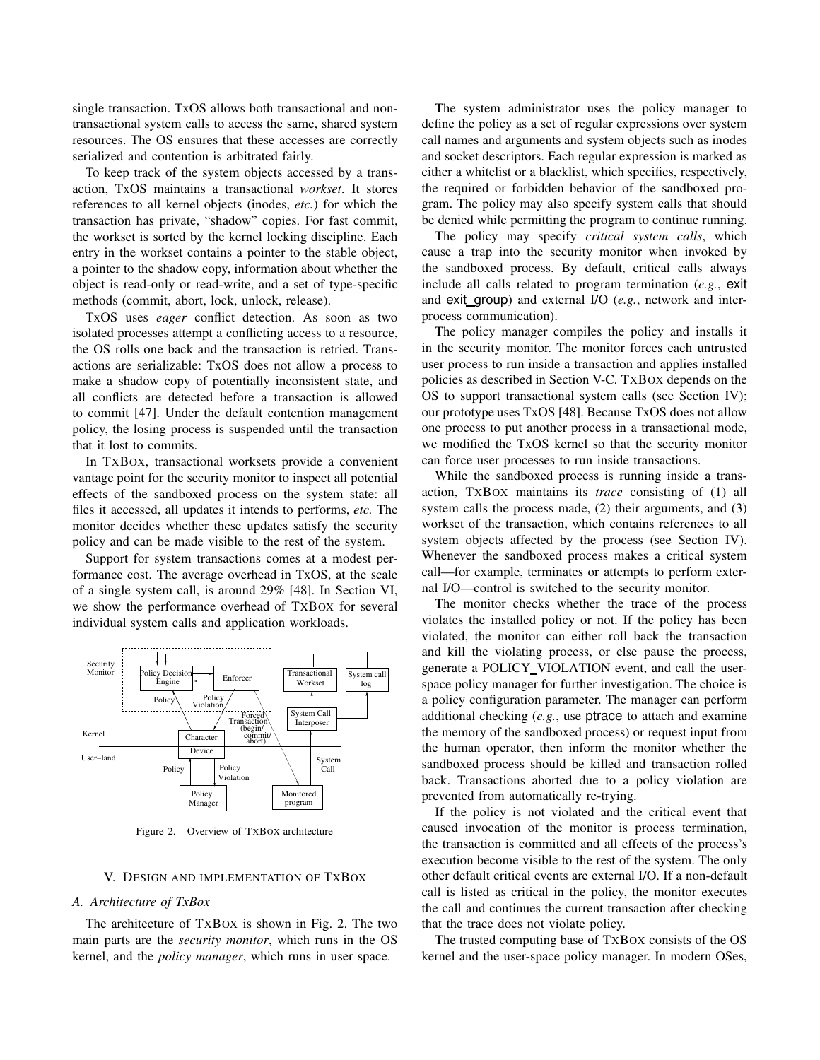single transaction. TxOS allows both transactional and non-transactional system calls to access the same, shared system resources. The OS ensures that these accesses are correctly serialized and contention is arbitrated fairly.

To keep track of the system objects accessed by a transaction, TxOS maintains a transactional *workset*. It stores references to all kernel objects (inodes, *etc.*) for which the transaction has private, "shadow" copies. For fast commit, the workset is sorted by the kernel locking discipline. Each entry in the workset contains a pointer to the stable object, a pointer to the shadow copy, information about whether the object is read-only or read-write, and a set of type-specific methods (commit, abort, lock, unlock, release).

TxOS uses *eager* conflict detection. As soon as two isolated processes attempt a conflicting access to a resource, the OS rolls one back and the transaction is retried. Transactions are serializable: TxOS does not allow a process to make a shadow copy of potentially inconsistent state, and all conflicts are detected before a transaction is allowed to commit [47]. Under the default contention management policy, the losing process is suspended until the transaction that it lost to commits.

In TxBox, transactional worksets provide a convenient vantage point for the security monitor to inspect all potential effects of the sandboxed process on the system state: all files it accessed, all updates it intends to performs, *etc.* The monitor decides whether these updates satisfy the security policy and can be made visible to the rest of the system.

Support for system transactions comes at a modest performance cost. The average overhead in TxOS, at the scale of a single system call, is around 29% [48]. In Section VI, we show the performance overhead of TxBox for several individual system calls and application workloads.

Figure 2. Overview of TxBox architecture

## V. Design and Implementation of TxBox

### A. Architecture of TxBox

The architecture of TxBox is shown in Fig. 2. The two main parts are the *security monitor*, which runs in the OS kernel, and the *policy manager*, which runs in user space.

The system administrator uses the policy manager to define the policy as a set of regular expressions over system call names and arguments and system objects such as inodes and socket descriptors. Each regular expression is marked as either a whitelist or a blacklist, which specifies, respectively, the required or forbidden behavior of the sandboxed program. The policy may also specify system calls that should be denied while permitting the program to continue running.

The policy may specify *critical system calls*, which cause a trap into the security monitor when invoked by the sandboxed process. By default, critical calls always include all calls related to program termination (*e.g.*, exit and exit_group) and external I/O (*e.g.*, network and inter-process communication).

The policy manager compiles the policy and installs it in the security monitor. The monitor forces each untrusted user process to run inside a transaction and applies installed policies as described in Section V-C. TxBox depends on the OS to support transactional system calls (see Section IV); our prototype uses TxOS [48]. Because TxOS does not allow one process to put another process in a transactional mode, we modified the TxOS kernel so that the security monitor can force user processes to run inside transactions.

While the sandboxed process is running inside a transaction, TxBox maintains its *trace* consisting of (1) all system calls the process made, (2) their arguments, and (3) workset of the transaction, which contains references to all system objects affected by the process (see Section IV). Whenever the sandboxed process makes a critical system call—for example, terminates or attempts to perform external I/O—control is switched to the security monitor.

The monitor checks whether the trace of the process violates the installed policy or not. If the policy has been violated, the monitor can either roll back the transaction and kill the violating process, or else pause the process, generate a POLICY_VIOLATION event, and call the user-space policy manager for further investigation. The choice is a policy configuration parameter. The manager can perform additional checking (*e.g.*, use ptrace to attach and examine the memory of the sandboxed process) or request input from the human operator, then inform the monitor whether the sandboxed process should be killed and transaction rolled back. Transactions aborted due to a policy violation are prevented from automatically re-trying.

If the policy is not violated and the critical event that caused invocation of the monitor is process termination, the transaction is committed and all effects of the process's execution become visible to the rest of the system. The only other default critical events are external I/O. If a non-default call is listed as critical in the policy, the monitor executes the call and continues the current transaction after checking that the trace does not violate policy.

The trusted computing base of TxBox consists of the OS kernel and the user-space policy manager. In modern OSes,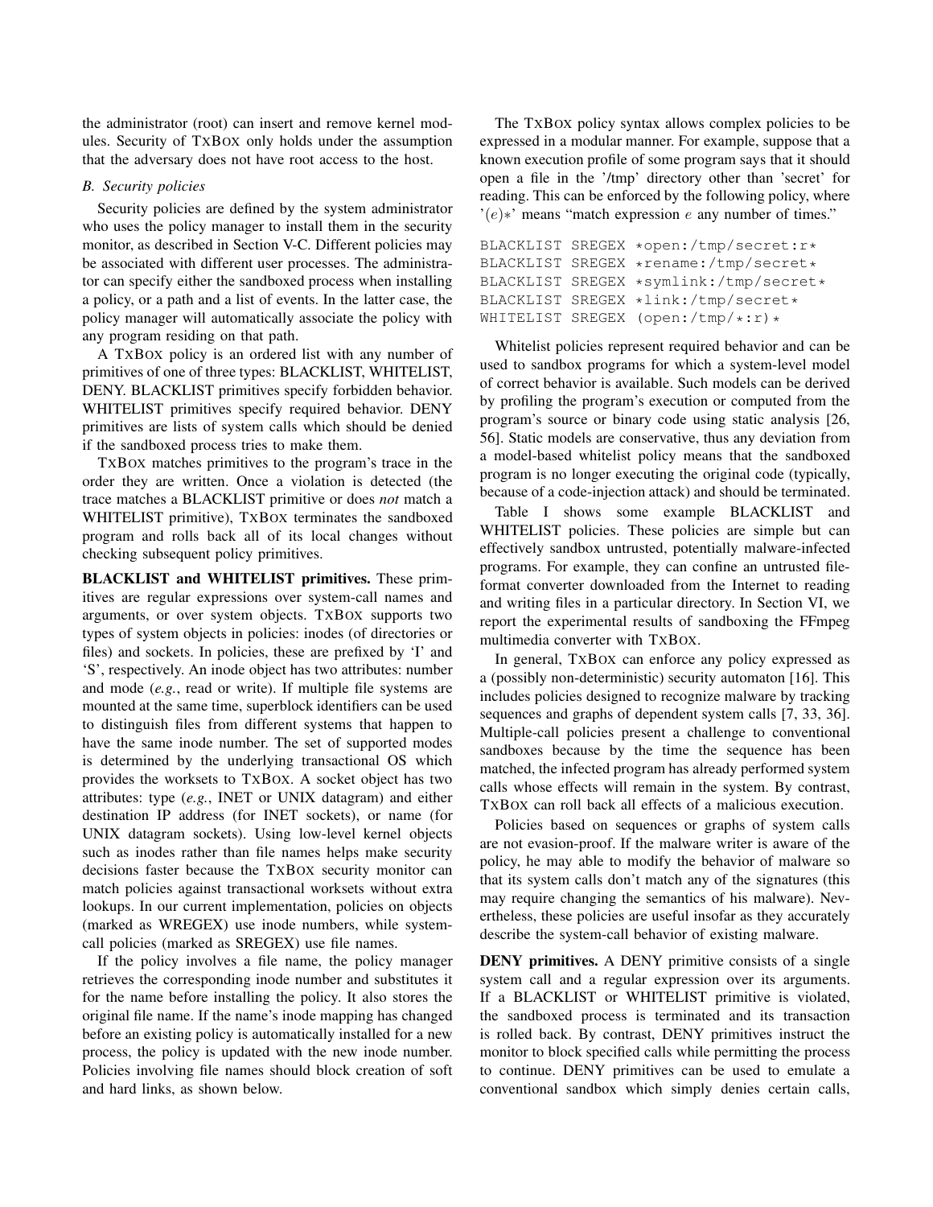the administrator (root) can insert and remove kernel modules. Security of TxBox only holds under the assumption that the adversary does not have root access to the host.

### B. Security policies

Security policies are defined by the system administrator who uses the policy manager to install them in the security monitor, as described in Section V-C. Different policies may be associated with different user processes. The administrator can specify either the sandboxed process when installing a policy, or a path and a list of events. In the latter case, the policy manager will automatically associate the policy with any program residing on that path.

A TxBox policy is an ordered list with any number of primitives of one of three types: BLACKLIST, WHITELIST, DENY. BLACKLIST primitives specify forbidden behavior. WHITELIST primitives specify required behavior. DENY primitives are lists of system calls which should be denied if the sandboxed process tries to make them.

TxBox matches primitives to the program's trace in the order they are written. Once a violation is detected (the trace matches a BLACKLIST primitive or does *not* match a WHITELIST primitive), TxBox terminates the sandboxed program and rolls back all of its local changes without checking subsequent policy primitives.

**BLACKLIST and WHITELIST primitives.** These primitives are regular expressions over system-call names and arguments, or over system objects. TxBox supports two types of system objects in policies: inodes (of directories or files) and sockets. In policies, these are prefixed by 'I' and 'S', respectively. An inode object has two attributes: number and mode (*e.g.*, read or write). If multiple file systems are mounted at the same time, superblock identifiers can be used to distinguish files from different systems that happen to have the same inode number. The set of supported modes is determined by the underlying transactional OS which provides the worksets to TxBox. A socket object has two attributes: type (*e.g.*, INET or UNIX datagram) and either destination IP address (for INET sockets), or name (for UNIX datagram sockets). Using low-level kernel objects such as inodes rather than file names helps make security decisions faster because the TxBox security monitor can match policies against transactional worksets without extra lookups. In our current implementation, policies on objects (marked as WREGEX) use inode numbers, while system-call policies (marked as SREGEX) use file names.

If the policy involves a file name, the policy manager retrieves the corresponding inode number and substitutes it for the name before installing the policy. It also stores the original file name. If the name's inode mapping has changed before an existing policy is automatically installed for a new process, the policy is updated with the new inode number. Policies involving file names should block creation of soft and hard links, as shown below.

The TxBox policy syntax allows complex policies to be expressed in a modular manner. For example, suppose that a known execution profile of some program says that it should open a file in the '/tmp' directory other than 'secret' for reading. This can be enforced by the following policy, where '$(e)*$' means "match expression $e$ any number of times."

```
BLACKLIST SREGEX *open:/tmp/secret:r*
BLACKLIST SREGEX *rename:/tmp/secret*
BLACKLIST SREGEX *symlink:/tmp/secret*
BLACKLIST SREGEX *link:/tmp/secret*
WHITELIST SREGEX (open:/tmp/*:r)*
```

Whitelist policies represent required behavior and can be used to sandbox programs for which a system-level model of correct behavior is available. Such models can be derived by profiling the program's execution or computed from the program's source or binary code using static analysis [26, 56]. Static models are conservative, thus any deviation from a model-based whitelist policy means that the sandboxed program is no longer executing the original code (typically, because of a code-injection attack) and should be terminated.

Table I shows some example BLACKLIST and WHITELIST policies. These policies are simple but can effectively sandbox untrusted, potentially malware-infected programs. For example, they can confine an untrusted file-format converter downloaded from the Internet to reading and writing files in a particular directory. In Section VI, we report the experimental results of sandboxing the FFmpeg multimedia converter with TxBox.

In general, TxBox can enforce any policy expressed as a (possibly non-deterministic) security automaton [16]. This includes policies designed to recognize malware by tracking sequences and graphs of dependent system calls [7, 33, 36]. Multiple-call policies present a challenge to conventional sandboxes because by the time the sequence has been matched, the infected program has already performed system calls whose effects will remain in the system. By contrast, TxBox can roll back all effects of a malicious execution.

Policies based on sequences or graphs of system calls are not evasion-proof. If the malware writer is aware of the policy, he may able to modify the behavior of malware so that its system calls don't match any of the signatures (this may require changing the semantics of his malware). Nevertheless, these policies are useful insofar as they accurately describe the system-call behavior of existing malware.

**DENY primitives.** A DENY primitive consists of a single system call and a regular expression over its arguments. If a BLACKLIST or WHITELIST primitive is violated, the sandboxed process is terminated and its transaction is rolled back. By contrast, DENY primitives instruct the monitor to block specified calls while permitting the process to continue. DENY primitives can be used to emulate a conventional sandbox which simply denies certain calls,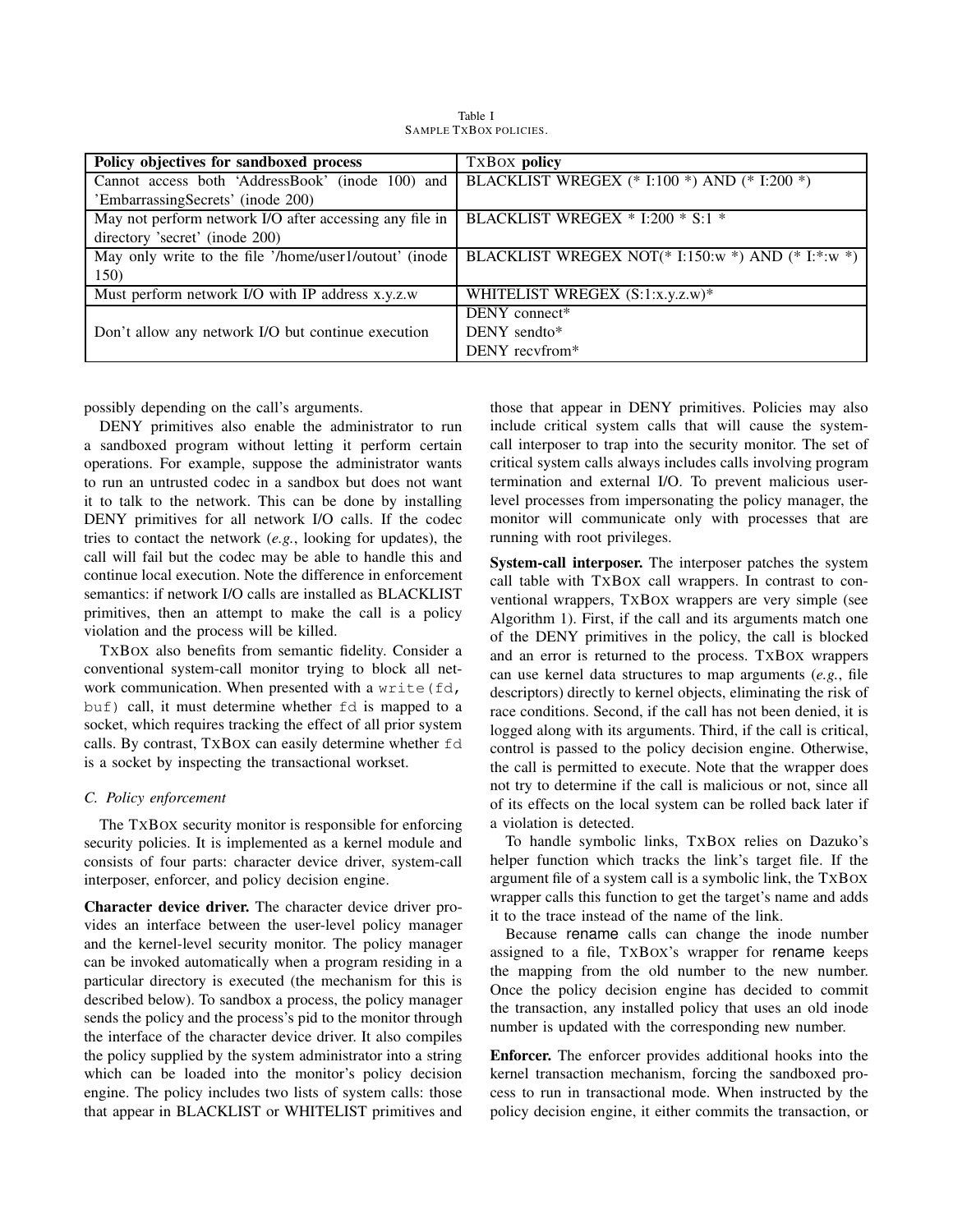Table I
SAMPLE TXBOX POLICIES.

| **Policy objectives for sandboxed process** | TXBOX **policy** |
|---|---|
| Cannot access both 'AddressBook' (inode 100) and 'EmbarrassingSecrets' (inode 200) | BLACKLIST WREGEX (* I:100 *) AND (* I:200 *) |
| May not perform network I/O after accessing any file in directory 'secret' (inode 200) | BLACKLIST WREGEX * I:200 * S:1 * |
| May only write to the file '/home/user1/outout' (inode 150) | BLACKLIST WREGEX NOT(* I:150:w *) AND (* I:*:w *) |
| Must perform network I/O with IP address x.y.z.w | WHITELIST WREGEX (S:1:x.y.z.w)* |
| Don't allow any network I/O but continue execution | DENY connect* <br> DENY sendto* <br> DENY recvfrom* |

possibly depending on the call's arguments.

DENY primitives also enable the administrator to run a sandboxed program without letting it perform certain operations. For example, suppose the administrator wants to run an untrusted codec in a sandbox but does not want it to talk to the network. This can be done by installing DENY primitives for all network I/O calls. If the codec tries to contact the network (*e.g.*, looking for updates), the call will fail but the codec may be able to handle this and continue local execution. Note the difference in enforcement semantics: if network I/O calls are installed as BLACKLIST primitives, then an attempt to make the call is a policy violation and the process will be killed.

TXBOX also benefits from semantic fidelity. Consider a conventional system-call monitor trying to block all network communication. When presented with a `write(fd, buf)` call, it must determine whether `fd` is mapped to a socket, which requires tracking the effect of all prior system calls. By contrast, TXBOX can easily determine whether `fd` is a socket by inspecting the transactional workset.

### C. Policy enforcement

The TXBOX security monitor is responsible for enforcing security policies. It is implemented as a kernel module and consists of four parts: character device driver, system-call interposer, enforcer, and policy decision engine.

**Character device driver.** The character device driver provides an interface between the user-level policy manager and the kernel-level security monitor. The policy manager can be invoked automatically when a program residing in a particular directory is executed (the mechanism for this is described below). To sandbox a process, the policy manager sends the policy and the process's pid to the monitor through the interface of the character device driver. It also compiles the policy supplied by the system administrator into a string which can be loaded into the monitor's policy decision engine. The policy includes two lists of system calls: those that appear in BLACKLIST or WHITELIST primitives and those that appear in DENY primitives. Policies may also include critical system calls that will cause the system-call interposer to trap into the security monitor. The set of critical system calls always includes calls involving program termination and external I/O. To prevent malicious user-level processes from impersonating the policy manager, the monitor will communicate only with processes that are running with root privileges.

**System-call interposer.** The interposer patches the system call table with TXBOX call wrappers. In contrast to conventional wrappers, TXBOX wrappers are very simple (see Algorithm 1). First, if the call and its arguments match one of the DENY primitives in the policy, the call is blocked and an error is returned to the process. TXBOX wrappers can use kernel data structures to map arguments (*e.g.*, file descriptors) directly to kernel objects, eliminating the risk of race conditions. Second, if the call has not been denied, it is logged along with its arguments. Third, if the call is critical, control is passed to the policy decision engine. Otherwise, the call is permitted to execute. Note that the wrapper does not try to determine if the call is malicious or not, since all of its effects on the local system can be rolled back later if a violation is detected.

To handle symbolic links, TXBOX relies on Dazuko's helper function which tracks the link's target file. If the argument file of a system call is a symbolic link, the TXBOX wrapper calls this function to get the target's name and adds it to the trace instead of the name of the link.

Because rename calls can change the inode number assigned to a file, TXBOX's wrapper for rename keeps the mapping from the old number to the new number. Once the policy decision engine has decided to commit the transaction, any installed policy that uses an old inode number is updated with the corresponding new number.

**Enforcer.** The enforcer provides additional hooks into the kernel transaction mechanism, forcing the sandboxed process to run in transactional mode. When instructed by the policy decision engine, it either commits the transaction, or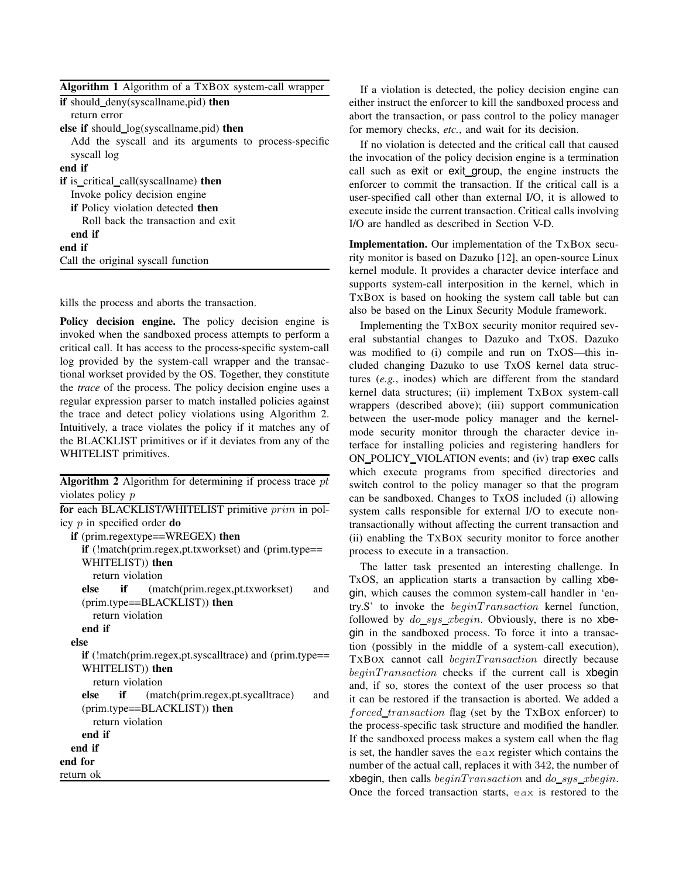**Algorithm 1** Algorithm of a TxBox system-call wrapper

```
if should_deny(syscallname,pid) then
    return error
else if should_log(syscallname,pid) then
    Add the syscall and its arguments to process-specific
    syscall log
end if
if is_critical_call(syscallname) then
    Invoke policy decision engine
    if Policy violation detected then
        Roll back the transaction and exit
    end if
end if
Call the original syscall function
```

kills the process and aborts the transaction.

**Policy decision engine.** The policy decision engine is invoked when the sandboxed process attempts to perform a critical call. It has access to the process-specific system-call log provided by the system-call wrapper and the transactional workset provided by the OS. Together, they constitute the *trace* of the process. The policy decision engine uses a regular expression parser to match installed policies against the trace and detect policy violations using Algorithm 2. Intuitively, a trace violates the policy if it matches any of the BLACKLIST primitives or if it deviates from any of the WHITELIST primitives.

**Algorithm 2** Algorithm for determining if process trace $pt$ violates policy $p$

```
for each BLACKLIST/WHITELIST primitive prim in policy p in specified order do
    if (prim.regextype==WREGEX) then
        if (!match(prim.regex,pt.txworkset) and (prim.type==WHITELIST)) then
            return violation
        else if (match(prim.regex,pt.txworkset) and (prim.type==BLACKLIST)) then
            return violation
        end if
    else
        if (!match(prim.regex,pt.syscalltrace) and (prim.type==WHITELIST)) then
            return violation
        else if (match(prim.regex,pt.sycalltrace) and (prim.type==BLACKLIST)) then
            return violation
        end if
    end if
end for
return ok
```

If a violation is detected, the policy decision engine can either instruct the enforcer to kill the sandboxed process and abort the transaction, or pass control to the policy manager for memory checks, *etc.*, and wait for its decision.

If no violation is detected and the critical call that caused the invocation of the policy decision engine is a termination call such as exit or exit_group, the engine instructs the enforcer to commit the transaction. If the critical call is a user-specified call other than external I/O, it is allowed to execute inside the current transaction. Critical calls involving I/O are handled as described in Section V-D.

**Implementation.** Our implementation of the TxBox security monitor is based on Dazuko [12], an open-source Linux kernel module. It provides a character device interface and supports system-call interposition in the kernel, which in TxBox is based on hooking the system call table but can also be based on the Linux Security Module framework.

Implementing the TxBox security monitor required several substantial changes to Dazuko and TxOS. Dazuko was modified to (i) compile and run on TxOS—this included changing Dazuko to use TxOS kernel data structures (*e.g.*, inodes) which are different from the standard kernel data structures; (ii) implement TxBox system-call wrappers (described above); (iii) support communication between the user-mode policy manager and the kernel-mode security monitor through the character device interface for installing policies and registering handlers for ON_POLICY_VIOLATION events; and (iv) trap exec calls which execute programs from specified directories and switch control to the policy manager so that the program can be sandboxed. Changes to TxOS included (i) allowing system calls responsible for external I/O to execute non-transactionally without affecting the current transaction and (ii) enabling the TxBox security monitor to force another process to execute in a transaction.

The latter task presented an interesting challenge. In TxOS, an application starts a transaction by calling xbegin, which causes the common system-call handler in 'entry.S' to invoke the $beginTransaction$ kernel function, followed by $do\_sys\_xbegin$. Obviously, there is no xbegin in the sandboxed process. To force it into a transaction (possibly in the middle of a system-call execution), TxBox cannot call $beginTransaction$ directly because $beginTransaction$ checks if the current call is xbegin and, if so, stores the context of the user process so that it can be restored if the transaction is aborted. We added a $forced\_transaction$ flag (set by the TxBox enforcer) to the process-specific task structure and modified the handler. If the sandboxed process makes a system call when the flag is set, the handler saves the `eax` register which contains the number of the actual call, replaces it with 342, the number of xbegin, then calls $beginTransaction$ and $do\_sys\_xbegin$. Once the forced transaction starts, `eax` is restored to the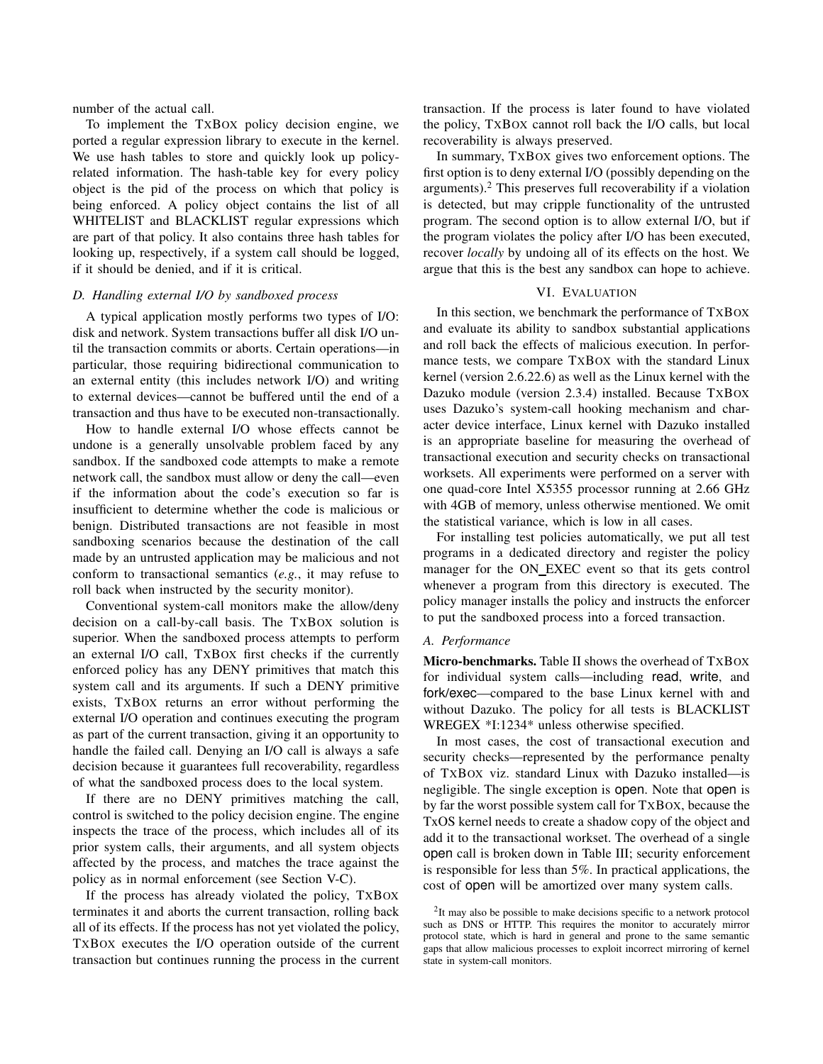number of the actual call.

To implement the TxBox policy decision engine, we ported a regular expression library to execute in the kernel. We use hash tables to store and quickly look up policy-related information. The hash-table key for every policy object is the pid of the process on which that policy is being enforced. A policy object contains the list of all WHITELIST and BLACKLIST regular expressions which are part of that policy. It also contains three hash tables for looking up, respectively, if a system call should be logged, if it should be denied, and if it is critical.

### D. Handling external I/O by sandboxed process

A typical application mostly performs two types of I/O: disk and network. System transactions buffer all disk I/O until the transaction commits or aborts. Certain operations—in particular, those requiring bidirectional communication to an external entity (this includes network I/O) and writing to external devices—cannot be buffered until the end of a transaction and thus have to be executed non-transactionally.

How to handle external I/O whose effects cannot be undone is a generally unsolvable problem faced by any sandbox. If the sandboxed code attempts to make a remote network call, the sandbox must allow or deny the call—even if the information about the code's execution so far is insufficient to determine whether the code is malicious or benign. Distributed transactions are not feasible in most sandboxing scenarios because the destination of the call made by an untrusted application may be malicious and not conform to transactional semantics (*e.g.*, it may refuse to roll back when instructed by the security monitor).

Conventional system-call monitors make the allow/deny decision on a call-by-call basis. The TxBox solution is superior. When the sandboxed process attempts to perform an external I/O call, TxBox first checks if the currently enforced policy has any DENY primitives that match this system call and its arguments. If such a DENY primitive exists, TxBox returns an error without performing the external I/O operation and continues executing the program as part of the current transaction, giving it an opportunity to handle the failed call. Denying an I/O call is always a safe decision because it guarantees full recoverability, regardless of what the sandboxed process does to the local system.

If there are no DENY primitives matching the call, control is switched to the policy decision engine. The engine inspects the trace of the process, which includes all of its prior system calls, their arguments, and all system objects affected by the process, and matches the trace against the policy as in normal enforcement (see Section V-C).

If the process has already violated the policy, TxBox terminates it and aborts the current transaction, rolling back all of its effects. If the process has not yet violated the policy, TxBox executes the I/O operation outside of the current transaction but continues running the process in the current transaction. If the process is later found to have violated the policy, TxBox cannot roll back the I/O calls, but local recoverability is always preserved.

In summary, TxBox gives two enforcement options. The first option is to deny external I/O (possibly depending on the arguments).[2] This preserves full recoverability if a violation is detected, but may cripple functionality of the untrusted program. The second option is to allow external I/O, but if the program violates the policy after I/O has been executed, recover *locally* by undoing all of its effects on the host. We argue that this is the best any sandbox can hope to achieve.

## VI. Evaluation

In this section, we benchmark the performance of TxBox and evaluate its ability to sandbox substantial applications and roll back the effects of malicious execution. In performance tests, we compare TxBox with the standard Linux kernel (version 2.6.22.6) as well as the Linux kernel with the Dazuko module (version 2.3.4) installed. Because TxBox uses Dazuko's system-call hooking mechanism and character device interface, Linux kernel with Dazuko installed is an appropriate baseline for measuring the overhead of transactional execution and security checks on transactional worksets. All experiments were performed on a server with one quad-core Intel X5355 processor running at 2.66 GHz with 4GB of memory, unless otherwise mentioned. We omit the statistical variance, which is low in all cases.

For installing test policies automatically, we put all test programs in a dedicated directory and register the policy manager for the ON_EXEC event so that its gets control whenever a program from this directory is executed. The policy manager installs the policy and instructs the enforcer to put the sandboxed process into a forced transaction.

### A. Performance

**Micro-benchmarks.** Table II shows the overhead of TxBox for individual system calls—including read, write, and fork/exec—compared to the base Linux kernel with and without Dazuko. The policy for all tests is BLACKLIST WREGEX *I:1234* unless otherwise specified.

In most cases, the cost of transactional execution and security checks—represented by the performance penalty of TxBox viz. standard Linux with Dazuko installed—is negligible. The single exception is open. Note that open is by far the worst possible system call for TxBox, because the TxOS kernel needs to create a shadow copy of the object and add it to the transactional workset. The overhead of a single open call is broken down in Table III; security enforcement is responsible for less than 5%. In practical applications, the cost of open will be amortized over many system calls.

[2] It may also be possible to make decisions specific to a network protocol such as DNS or HTTP. This requires the monitor to accurately mirror protocol state, which is hard in general and prone to the same semantic gaps that allow malicious processes to exploit incorrect mirroring of kernel state in system-call monitors.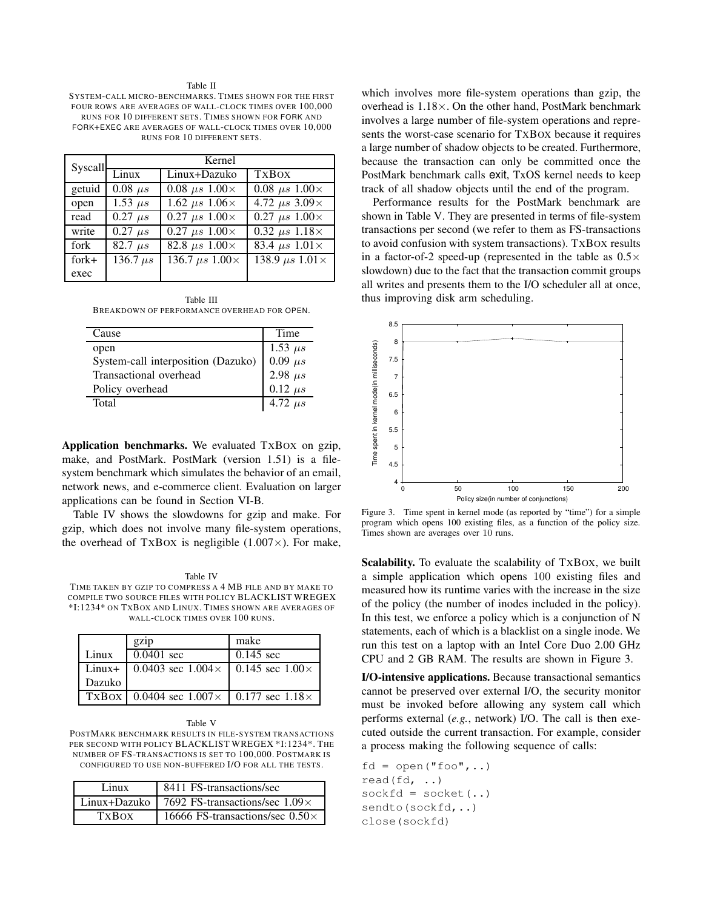Table II
SYSTEM-CALL MICRO-BENCHMARKS. TIMES SHOWN FOR THE FIRST FOUR ROWS ARE AVERAGES OF WALL-CLOCK TIMES OVER 100,000 RUNS FOR 10 DIFFERENT SETS. TIMES SHOWN FOR FORK AND FORK+EXEC ARE AVERAGES OF WALL-CLOCK TIMES OVER 10,000 RUNS FOR 10 DIFFERENT SETS.

| Syscall | Kernel | | |
|---|---|---|---|
| | Linux | Linux+Dazuko | TXBOX |
| getuid | 0.08 $\mu s$ | 0.08 $\mu s$ 1.00× | 0.08 $\mu s$ 1.00× |
| open | 1.53 $\mu s$ | 1.62 $\mu s$ 1.06× | 4.72 $\mu s$ 3.09× |
| read | 0.27 $\mu s$ | 0.27 $\mu s$ 1.00× | 0.27 $\mu s$ 1.00× |
| write | 0.27 $\mu s$ | 0.27 $\mu s$ 1.00× | 0.32 $\mu s$ 1.18× |
| fork | 82.7 $\mu s$ | 82.8 $\mu s$ 1.00× | 83.4 $\mu s$ 1.01× |
| fork+ exec | 136.7 $\mu s$ | 136.7 $\mu s$ 1.00× | 138.9 $\mu s$ 1.01× |

Table III
BREAKDOWN OF PERFORMANCE OVERHEAD FOR OPEN.

| Cause | Time |
|---|---|
| open | 1.53 $\mu s$ |
| System-call interposition (Dazuko) | 0.09 $\mu s$ |
| Transactional overhead | 2.98 $\mu s$ |
| Policy overhead | 0.12 $\mu s$ |
| Total | 4.72 $\mu s$ |

**Application benchmarks.** We evaluated TXBOX on gzip, make, and PostMark. PostMark (version 1.51) is a file-system benchmark which simulates the behavior of an email, network news, and e-commerce client. Evaluation on larger applications can be found in Section VI-B.

Table IV shows the slowdowns for gzip and make. For gzip, which does not involve many file-system operations, the overhead of TXBOX is negligible (1.007×). For make, which involves more file-system operations than gzip, the overhead is 1.18×. On the other hand, PostMark benchmark involves a large number of file-system operations and represents the worst-case scenario for TXBOX because it requires a large number of shadow objects to be created. Furthermore, because the transaction can only be committed once the PostMark benchmark calls exit, TXOS kernel needs to keep track of all shadow objects until the end of the program.

Table IV
TIME TAKEN BY GZIP TO COMPRESS A 4 MB FILE AND BY MAKE TO COMPILE TWO SOURCE FILES WITH POLICY BLACKLIST WREGEX *I:1234* ON TXBOX AND LINUX. TIMES SHOWN ARE AVERAGES OF WALL-CLOCK TIMES OVER 100 RUNS.

| | gzip | make |
|---|---|---|
| Linux | 0.0401 sec | 0.145 sec |
| Linux+ Dazuko | 0.0403 sec 1.004× | 0.145 sec 1.00× |
| TXBOX | 0.0404 sec 1.007× | 0.177 sec 1.18× |

Table V
POSTMARK BENCHMARK RESULTS IN FILE-SYSTEM TRANSACTIONS PER SECOND WITH POLICY BLACKLIST WREGEX *I:1234*. THE NUMBER OF FS-TRANSACTIONS IS SET TO 100,000. POSTMARK IS CONFIGURED TO USE NON-BUFFERED I/O FOR ALL THE TESTS.

| Linux | 8411 FS-transactions/sec |
|---|---|
| Linux+Dazuko | 7692 FS-transactions/sec 1.09× |
| TXBOX | 16666 FS-transactions/sec 0.50× |

Performance results for the PostMark benchmark are shown in Table V. They are presented in terms of file-system transactions per second (we refer to them as FS-transactions to avoid confusion with system transactions). TXBOX results in a factor-of-2 speed-up (represented in the table as 0.5× slowdown) due to the fact that the transaction commit groups all writes and presents them to the I/O scheduler all at once, thus improving disk arm scheduling.

Figure 3. Time spent in kernel mode (as reported by "time") for a simple program which opens 100 existing files, as a function of the policy size. Times shown are averages over 10 runs.

**Scalability.** To evaluate the scalability of TXBOX, we built a simple application which opens 100 existing files and measured how its runtime varies with the increase in the size of the policy (the number of inodes included in the policy). In this test, we enforce a policy which is a conjunction of N statements, each of which is a blacklist on a single inode. We run this test on a laptop with an Intel Core Duo 2.00 GHz CPU and 2 GB RAM. The results are shown in Figure 3.

**I/O-intensive applications.** Because transactional semantics cannot be preserved over external I/O, the security monitor must be invoked before allowing any system call which performs external (*e.g.*, network) I/O. The call is then executed outside the current transaction. For example, consider a process making the following sequence of calls:

```
fd = open("foo",..)
read(fd, ..)
sockfd = socket(..)
sendto(sockfd,..)
close(sockfd)
```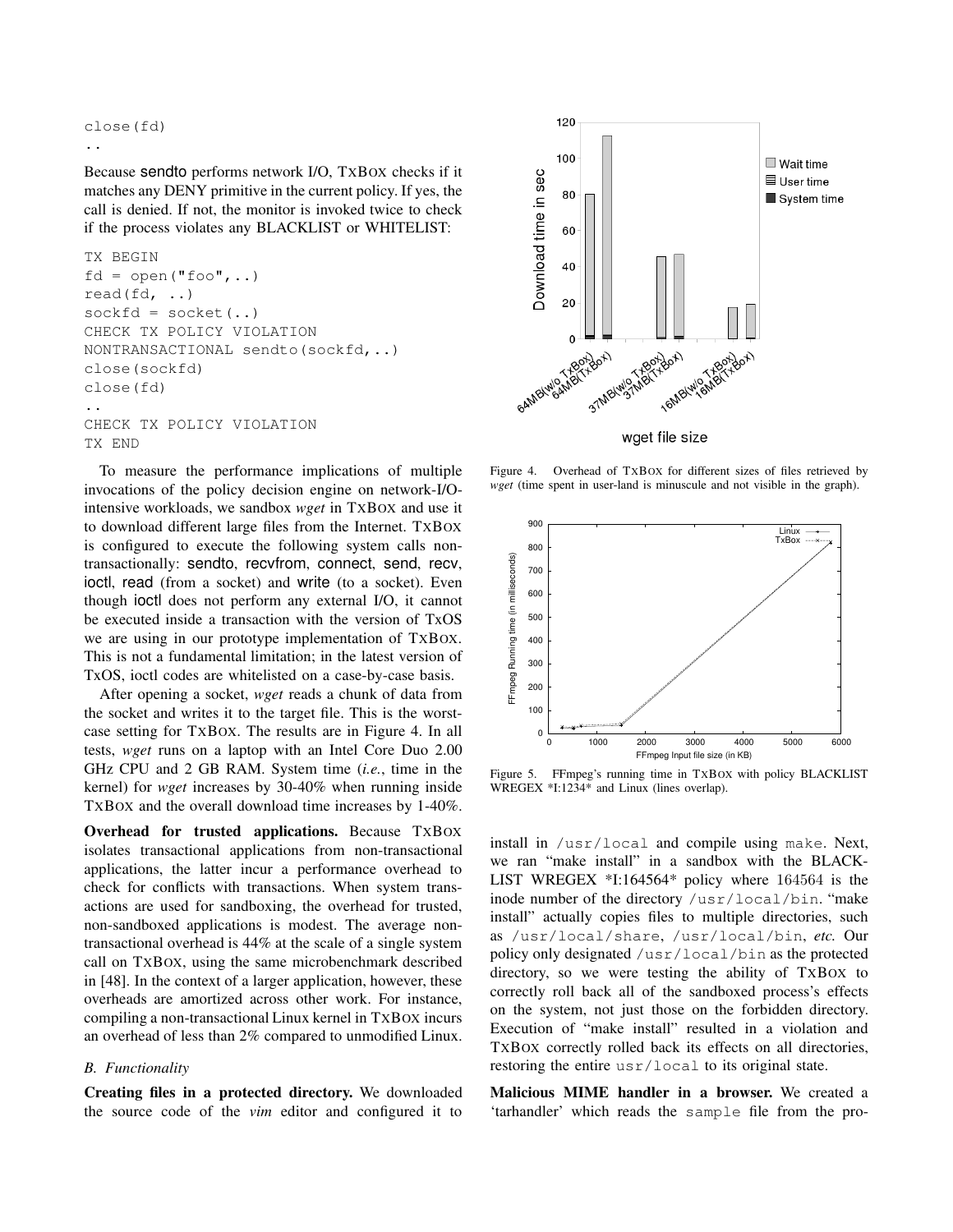```
close(fd)
..
```

Because sendto performs network I/O, TXBOX checks if it matches any DENY primitive in the current policy. If yes, the call is denied. If not, the monitor is invoked twice to check if the process violates any BLACKLIST or WHITELIST:

```
TX BEGIN
fd = open("foo",..)
read(fd, ..)
sockfd = socket(..)
CHECK TX POLICY VIOLATION
NONTRANSACTIONAL sendto(sockfd,..)
close(sockfd)
close(fd)
..
CHECK TX POLICY VIOLATION
TX END
```

To measure the performance implications of multiple invocations of the policy decision engine on network-I/O-intensive workloads, we sandbox *wget* in TXBOX and use it to download different large files from the Internet. TXBOX is configured to execute the following system calls non-transactionally: sendto, recvfrom, connect, send, recv, ioctl, read (from a socket) and write (to a socket). Even though ioctl does not perform any external I/O, it cannot be executed inside a transaction with the version of TxOS we are using in our prototype implementation of TXBOX. This is not a fundamental limitation; in the latest version of TxOS, ioctl codes are whitelisted on a case-by-case basis.

After opening a socket, *wget* reads a chunk of data from the socket and writes it to the target file. This is the worst-case setting for TXBOX. The results are in Figure 4. In all tests, *wget* runs on a laptop with an Intel Core Duo 2.00 GHz CPU and 2 GB RAM. System time (*i.e.*, time in the kernel) for *wget* increases by 30-40% when running inside TXBOX and the overall download time increases by 1-40%.

**Overhead for trusted applications.** Because TXBOX isolates transactional applications from non-transactional applications, the latter incur a performance overhead to check for conflicts with transactions. When system transactions are used for sandboxing, the overhead for trusted, non-sandboxed applications is modest. The average non-transactional overhead is 44% at the scale of a single system call on TXBOX, using the same microbenchmark described in [48]. In the context of a larger application, however, these overheads are amortized across other work. For instance, compiling a non-transactional Linux kernel in TXBOX incurs an overhead of less than 2% compared to unmodified Linux.

Figure 4. Overhead of TXBOX for different sizes of files retrieved by *wget* (time spent in user-land is minuscule and not visible in the graph).

Figure 5. FFmpeg's running time in TXBOX with policy BLACKLIST WREGEX *I:1234* and Linux (lines overlap).

### B. Functionality

**Creating files in a protected directory.** We downloaded the source code of the *vim* editor and configured it to install in /usr/local and compile using make. Next, we ran "make install" in a sandbox with the BLACKLIST WREGEX *I:164564* policy where 164564 is the inode number of the directory /usr/local/bin. "make install" actually copies files to multiple directories, such as /usr/local/share, /usr/local/bin, *etc.* Our policy only designated /usr/local/bin as the protected directory, so we were testing the ability of TXBOX to correctly roll back all of the sandboxed process's effects on the system, not just those on the forbidden directory. Execution of "make install" resulted in a violation and TXBOX correctly rolled back its effects on all directories, restoring the entire usr/local to its original state.

**Malicious MIME handler in a browser.** We created a 'tarhandler' which reads the sample file from the pro-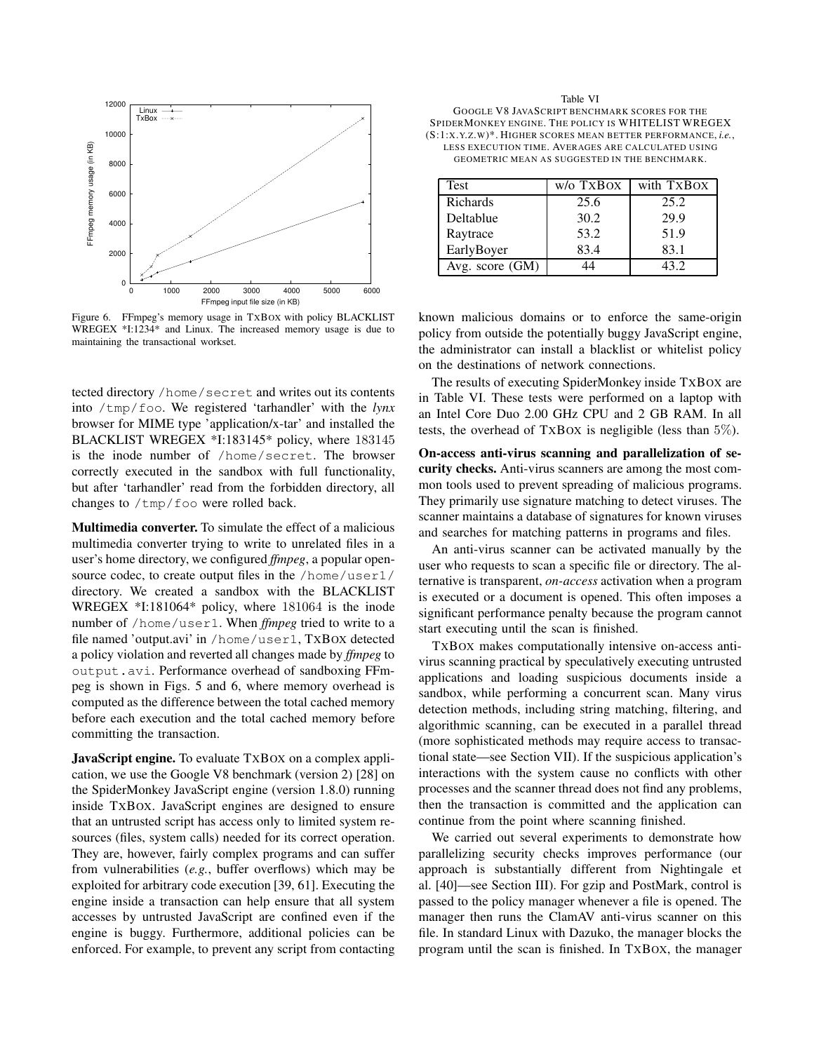Figure 6. FFmpeg's memory usage in TxBox with policy BLACKLIST WREGEX *I:1234* and Linux. The increased memory usage is due to maintaining the transactional workset.

tected directory /home/secret and writes out its contents into /tmp/foo. We registered 'tarhandler' with the *lynx* browser for MIME type 'application/x-tar' and installed the BLACKLIST WREGEX *I:183145* policy, where 183145 is the inode number of /home/secret. The browser correctly executed in the sandbox with full functionality, but after 'tarhandler' read from the forbidden directory, all changes to /tmp/foo were rolled back.

**Multimedia converter.** To simulate the effect of a malicious multimedia converter trying to write to unrelated files in a user's home directory, we configured *ffmpeg*, a popular open-source codec, to create output files in the /home/user1/ directory. We created a sandbox with the BLACKLIST WREGEX *I:181064* policy, where 181064 is the inode number of /home/user1. When *ffmpeg* tried to write to a file named 'output.avi' in /home/user1, TxBox detected a policy violation and reverted all changes made by *ffmpeg* to output.avi. Performance overhead of sandboxing FFmpeg is shown in Figs. 5 and 6, where memory overhead is computed as the difference between the total cached memory before each execution and the total cached memory before committing the transaction.

**JavaScript engine.** To evaluate TxBox on a complex application, we use the Google V8 benchmark (version 2) [28] on the SpiderMonkey JavaScript engine (version 1.8.0) running inside TxBox. JavaScript engines are designed to ensure that an untrusted script has access only to limited system resources (files, system calls) needed for its correct operation. They are, however, fairly complex programs and can suffer from vulnerabilities (*e.g.*, buffer overflows) which may be exploited for arbitrary code execution [39, 61]. Executing the engine inside a transaction can help ensure that all system accesses by untrusted JavaScript are confined even if the engine is buggy. Furthermore, additional policies can be enforced. For example, to prevent any script from contacting known malicious domains or to enforce the same-origin policy from outside the potentially buggy JavaScript engine, the administrator can install a blacklist or whitelist policy on the destinations of network connections.

Table VI
GOOGLE V8 JAVASCRIPT BENCHMARK SCORES FOR THE SPIDERMONKEY ENGINE. THE POLICY IS WHITELIST WREGEX (S:1:X.Y.Z.W)*. HIGHER SCORES MEAN BETTER PERFORMANCE, *i.e.*, LESS EXECUTION TIME. AVERAGES ARE CALCULATED USING GEOMETRIC MEAN AS SUGGESTED IN THE BENCHMARK.

| Test | w/o TxBox | with TxBox |
|---|---|---|
| Richards | 25.6 | 25.2 |
| Deltablue | 30.2 | 29.9 |
| Raytrace | 53.2 | 51.9 |
| EarlyBoyer | 83.4 | 83.1 |
| Avg. score (GM) | 44 | 43.2 |

The results of executing SpiderMonkey inside TxBox are in Table VI. These tests were performed on a laptop with an Intel Core Duo 2.00 GHz CPU and 2 GB RAM. In all tests, the overhead of TxBox is negligible (less than 5%).

**On-access anti-virus scanning and parallelization of security checks.** Anti-virus scanners are among the most common tools used to prevent spreading of malicious programs. They primarily use signature matching to detect viruses. The scanner maintains a database of signatures for known viruses and searches for matching patterns in programs and files.

An anti-virus scanner can be activated manually by the user who requests to scan a specific file or directory. The alternative is transparent, *on-access* activation when a program is executed or a document is opened. This often imposes a significant performance penalty because the program cannot start executing until the scan is finished.

TxBox makes computationally intensive on-access anti-virus scanning practical by speculatively executing untrusted applications and loading suspicious documents inside a sandbox, while performing a concurrent scan. Many virus detection methods, including string matching, filtering, and algorithmic scanning, can be executed in a parallel thread (more sophisticated methods may require access to transactional state—see Section VII). If the suspicious application's interactions with the system cause no conflicts with other processes and the scanner thread does not find any problems, then the transaction is committed and the application can continue from the point where scanning finished.

We carried out several experiments to demonstrate how parallelizing security checks improves performance (our approach is substantially different from Nightingale et al. [40]—see Section III). For gzip and PostMark, control is passed to the policy manager whenever a file is opened. The manager then runs the ClamAV anti-virus scanner on this file. In standard Linux with Dazuko, the manager blocks the program until the scan is finished. In TxBox, the manager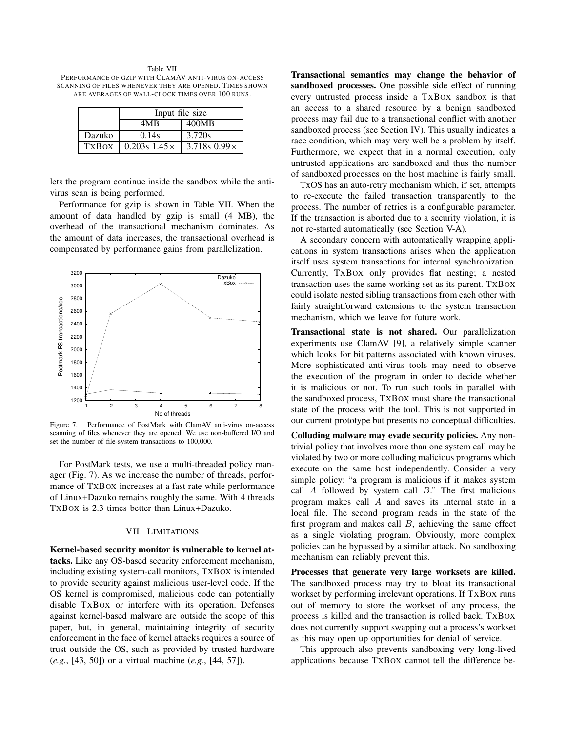Table VII
PERFORMANCE OF GZIP WITH CLAMAV ANTI-VIRUS ON-ACCESS SCANNING OF FILES WHENEVER THEY ARE OPENED. TIMES SHOWN ARE AVERAGES OF WALL-CLOCK TIMES OVER 100 RUNS.

| | Input file size | |
|---|---|---|
| | 4MB | 400MB |
| Dazuko | 0.14s | 3.720s |
| TxBox | 0.203s 1.45× | 3.718s 0.99× |

lets the program continue inside the sandbox while the anti-virus scan is being performed.

Performance for gzip is shown in Table VII. When the amount of data handled by gzip is small (4 MB), the overhead of the transactional mechanism dominates. As the amount of data increases, the transactional overhead is compensated by performance gains from parallelization.

Figure 7. Performance of PostMark with ClamAV anti-virus on-access scanning of files whenever they are opened. We use non-buffered I/O and set the number of file-system transactions to 100,000.

For PostMark tests, we use a multi-threaded policy manager (Fig. 7). As we increase the number of threads, performance of TxBox increases at a fast rate while performance of Linux+Dazuko remains roughly the same. With 4 threads TxBox is 2.3 times better than Linux+Dazuko.

## VII. LIMITATIONS

**Kernel-based security monitor is vulnerable to kernel attacks.** Like any OS-based security enforcement mechanism, including existing system-call monitors, TxBox is intended to provide security against malicious user-level code. If the OS kernel is compromised, malicious code can potentially disable TxBox or interfere with its operation. Defenses against kernel-based malware are outside the scope of this paper, but, in general, maintaining integrity of security enforcement in the face of kernel attacks requires a source of trust outside the OS, such as provided by trusted hardware (*e.g.*, [43, 50]) or a virtual machine (*e.g.*, [44, 57]).

**Transactional semantics may change the behavior of sandboxed processes.** One possible side effect of running every untrusted process inside a TxBox sandbox is that an access to a shared resource by a benign sandboxed process may fail due to a transactional conflict with another sandboxed process (see Section IV). This usually indicates a race condition, which may very well be a problem by itself. Furthermore, we expect that in a normal execution, only untrusted applications are sandboxed and thus the number of sandboxed processes on the host machine is fairly small.

TxOS has an auto-retry mechanism which, if set, attempts to re-execute the failed transaction transparently to the process. The number of retries is a configurable parameter. If the transaction is aborted due to a security violation, it is not re-started automatically (see Section V-A).

A secondary concern with automatically wrapping applications in system transactions arises when the application itself uses system transactions for internal synchronization. Currently, TxBox only provides flat nesting; a nested transaction uses the same working set as its parent. TxBox could isolate nested sibling transactions from each other with fairly straightforward extensions to the system transaction mechanism, which we leave for future work.

**Transactional state is not shared.** Our parallelization experiments use ClamAV [9], a relatively simple scanner which looks for bit patterns associated with known viruses. More sophisticated anti-virus tools may need to observe the execution of the program in order to decide whether it is malicious or not. To run such tools in parallel with the sandboxed process, TxBox must share the transactional state of the process with the tool. This is not supported in our current prototype but presents no conceptual difficulties.

**Colluding malware may evade security policies.** Any non-trivial policy that involves more than one system call may be violated by two or more colluding malicious programs which execute on the same host independently. Consider a very simple policy: "a program is malicious if it makes system call $A$ followed by system call $B$." The first malicious program makes call $A$ and saves its internal state in a local file. The second program reads in the state of the first program and makes call $B$, achieving the same effect as a single violating program. Obviously, more complex policies can be bypassed by a similar attack. No sandboxing mechanism can reliably prevent this.

**Processes that generate very large worksets are killed.** The sandboxed process may try to bloat its transactional workset by performing irrelevant operations. If TxBox runs out of memory to store the workset of any process, the process is killed and the transaction is rolled back. TxBox does not currently support swapping out a process's workset as this may open up opportunities for denial of service.

This approach also prevents sandboxing very long-lived applications because TxBox cannot tell the difference be-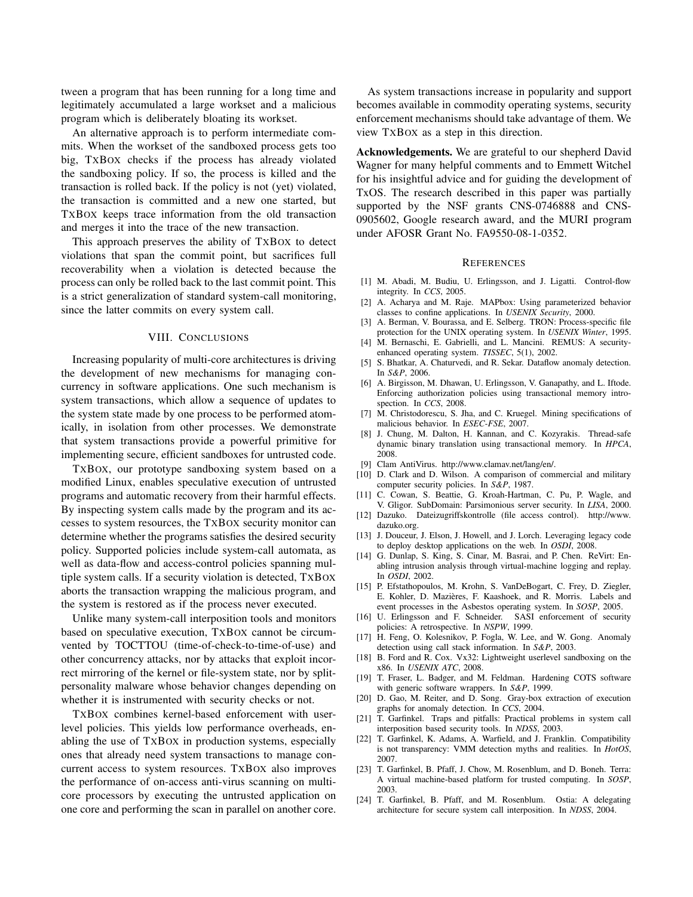tween a program that has been running for a long time and legitimately accumulated a large workset and a malicious program which is deliberately bloating its workset.

An alternative approach is to perform intermediate commits. When the workset of the sandboxed process gets too big, TxBox checks if the process has already violated the sandboxing policy. If so, the process is killed and the transaction is rolled back. If the policy is not (yet) violated, the transaction is committed and a new one started, but TxBox keeps trace information from the old transaction and merges it into the trace of the new transaction.

This approach preserves the ability of TxBox to detect violations that span the commit point, but sacrifices full recoverability when a violation is detected because the process can only be rolled back to the last commit point. This is a strict generalization of standard system-call monitoring, since the latter commits on every system call.

## VIII. Conclusions

Increasing popularity of multi-core architectures is driving the development of new mechanisms for managing concurrency in software applications. One such mechanism is system transactions, which allow a sequence of updates to the system state made by one process to be performed atomically, in isolation from other processes. We demonstrate that system transactions provide a powerful primitive for implementing secure, efficient sandboxes for untrusted code.

TxBox, our prototype sandboxing system based on a modified Linux, enables speculative execution of untrusted programs and automatic recovery from their harmful effects. By inspecting system calls made by the program and its accesses to system resources, the TxBox security monitor can determine whether the programs satisfies the desired security policy. Supported policies include system-call automata, as well as data-flow and access-control policies spanning multiple system calls. If a security violation is detected, TxBox aborts the transaction wrapping the malicious program, and the system is restored as if the process never executed.

Unlike many system-call interposition tools and monitors based on speculative execution, TxBox cannot be circumvented by TOCTTOU (time-of-check-to-time-of-use) and other concurrency attacks, nor by attacks that exploit incorrect mirroring of the kernel or file-system state, nor by split-personality malware whose behavior changes depending on whether it is instrumented with security checks or not.

TxBox combines kernel-based enforcement with user-level policies. This yields low performance overheads, enabling the use of TxBox in production systems, especially ones that already need system transactions to manage concurrent access to system resources. TxBox also improves the performance of on-access anti-virus scanning on multi-core processors by executing the untrusted application on one core and performing the scan in parallel on another core.

As system transactions increase in popularity and support becomes available in commodity operating systems, security enforcement mechanisms should take advantage of them. We view TxBox as a step in this direction.

**Acknowledgements.** We are grateful to our shepherd David Wagner for many helpful comments and to Emmett Witchel for his insightful advice and for guiding the development of TxOS. The research described in this paper was partially supported by the NSF grants CNS-0746888 and CNS-0905602, Google research award, and the MURI program under AFOSR Grant No. FA9550-08-1-0352.

## References

[1] M. Abadi, M. Budiu, U. Erlingsson, and J. Ligatti. Control-flow integrity. In *CCS*, 2005.

[2] A. Acharya and M. Raje. MAPbox: Using parameterized behavior classes to confine applications. In *USENIX Security*, 2000.

[3] A. Berman, V. Bourassa, and E. Selberg. TRON: Process-specific file protection for the UNIX operating system. In *USENIX Winter*, 1995.

[4] M. Bernaschi, E. Gabrielli, and L. Mancini. REMUS: A security-enhanced operating system. *TISSEC*, 5(1), 2002.

[5] S. Bhatkar, A. Chaturvedi, and R. Sekar. Dataflow anomaly detection. In *S&P*, 2006.

[6] A. Birgisson, M. Dhawan, U. Erlingsson, V. Ganapathy, and L. Iftode. Enforcing authorization policies using transactional memory introspection. In *CCS*, 2008.

[7] M. Christodorescu, S. Jha, and C. Kruegel. Mining specifications of malicious behavior. In *ESEC-FSE*, 2007.

[8] J. Chung, M. Dalton, H. Kannan, and C. Kozyrakis. Thread-safe dynamic binary translation using transactional memory. In *HPCA*, 2008.

[9] Clam AntiVirus. http://www.clamav.net/lang/en/.

[10] D. Clark and D. Wilson. A comparison of commercial and military computer security policies. In *S&P*, 1987.

[11] C. Cowan, S. Beattie, G. Kroah-Hartman, C. Pu, P. Wagle, and V. Gligor. SubDomain: Parsimonious server security. In *LISA*, 2000.

[12] Dazuko. Dateizugriffskontrolle (file access control). http://www.dazuko.org.

[13] J. Douceur, J. Elson, J. Howell, and J. Lorch. Leveraging legacy code to deploy desktop applications on the web. In *OSDI*, 2008.

[14] G. Dunlap, S. King, S. Cinar, M. Basrai, and P. Chen. ReVirt: Enabling intrusion analysis through virtual-machine logging and replay. In *OSDI*, 2002.

[15] P. Efstathopoulos, M. Krohn, S. VanDeBogart, C. Frey, D. Ziegler, E. Kohler, D. Mazières, F. Kaashoek, and R. Morris. Labels and event processes in the Asbestos operating system. In *SOSP*, 2005.

[16] U. Erlingsson and F. Schneider. SASI enforcement of security policies: A retrospective. In *NSPW*, 1999.

[17] H. Feng, O. Kolesnikov, P. Fogla, W. Lee, and W. Gong. Anomaly detection using call stack information. In *S&P*, 2003.

[18] B. Ford and R. Cox. Vx32: Lightweight userlevel sandboxing on the x86. In *USENIX ATC*, 2008.

[19] T. Fraser, L. Badger, and M. Feldman. Hardening COTS software with generic software wrappers. In *S&P*, 1999.

[20] D. Gao, M. Reiter, and D. Song. Gray-box extraction of execution graphs for anomaly detection. In *CCS*, 2004.

[21] T. Garfinkel. Traps and pitfalls: Practical problems in system call interposition based security tools. In *NDSS*, 2003.

[22] T. Garfinkel, K. Adams, A. Warfield, and J. Franklin. Compatibility is not transparency: VMM detection myths and realities. In *HotOS*, 2007.

[23] T. Garfinkel, B. Pfaff, J. Chow, M. Rosenblum, and D. Boneh. Terra: A virtual machine-based platform for trusted computing. In *SOSP*, 2003.

[24] T. Garfinkel, B. Pfaff, and M. Rosenblum. Ostia: A delegating architecture for secure system call interposition. In *NDSS*, 2004.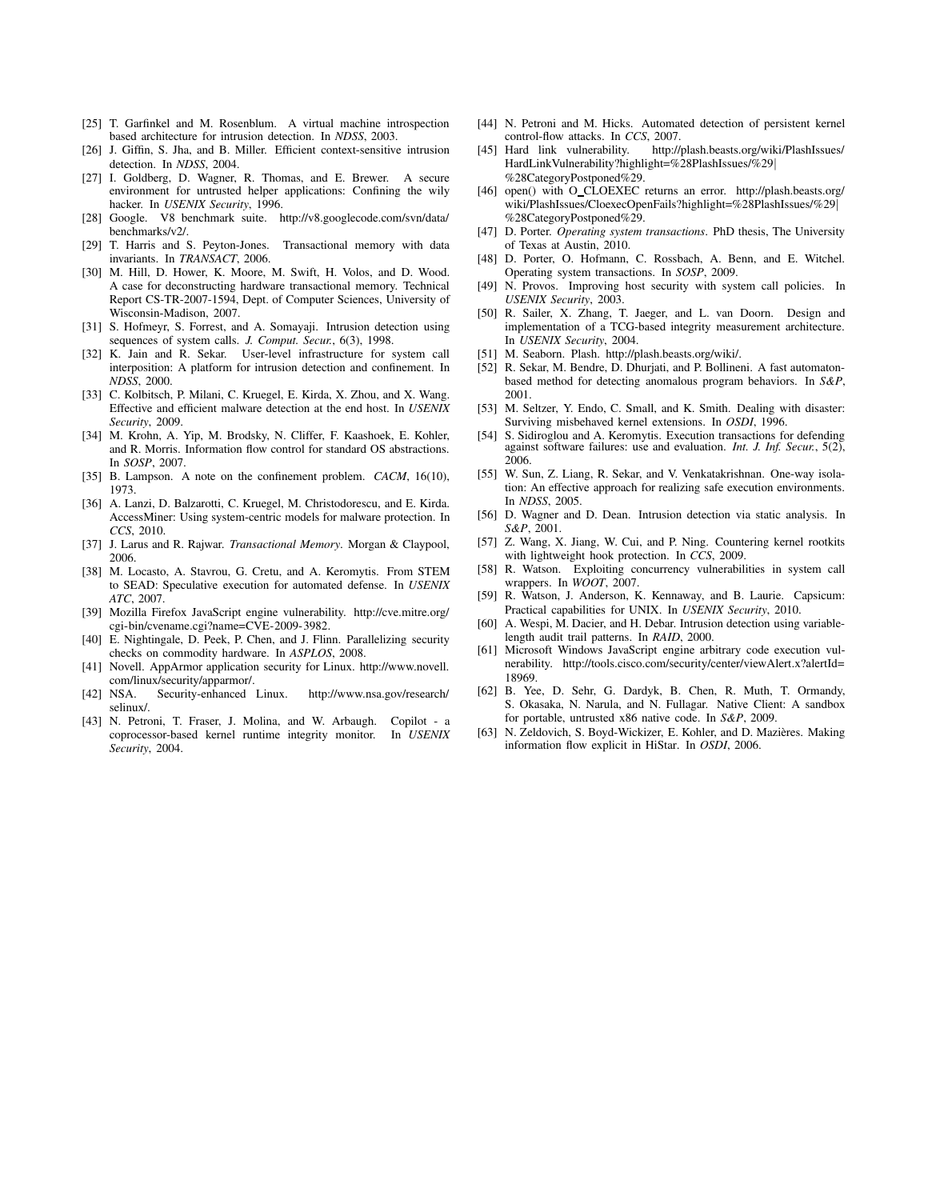[25] T. Garfinkel and M. Rosenblum. A virtual machine introspection based architecture for intrusion detection. In *NDSS*, 2003.

[26] J. Giffin, S. Jha, and B. Miller. Efficient context-sensitive intrusion detection. In *NDSS*, 2004.

[27] I. Goldberg, D. Wagner, R. Thomas, and E. Brewer. A secure environment for untrusted helper applications: Confining the wily hacker. In *USENIX Security*, 1996.

[28] Google. V8 benchmark suite. http://v8.googlecode.com/svn/data/benchmarks/v2/.

[29] T. Harris and S. Peyton-Jones. Transactional memory with data invariants. In *TRANSACT*, 2006.

[30] M. Hill, D. Hower, K. Moore, M. Swift, H. Volos, and D. Wood. A case for deconstructing hardware transactional memory. Technical Report CS-TR-2007-1594, Dept. of Computer Sciences, University of Wisconsin-Madison, 2007.

[31] S. Hofmeyr, S. Forrest, and A. Somayaji. Intrusion detection using sequences of system calls. *J. Comput. Secur.*, 6(3), 1998.

[32] K. Jain and R. Sekar. User-level infrastructure for system call interposition: A platform for intrusion detection and confinement. In *NDSS*, 2000.

[33] C. Kolbitsch, P. Milani, C. Kruegel, E. Kirda, X. Zhou, and X. Wang. Effective and efficient malware detection at the end host. In *USENIX Security*, 2009.

[34] M. Krohn, A. Yip, M. Brodsky, N. Cliffer, F. Kaashoek, E. Kohler, and R. Morris. Information flow control for standard OS abstractions. In *SOSP*, 2007.

[35] B. Lampson. A note on the confinement problem. *CACM*, 16(10), 1973.

[36] A. Lanzi, D. Balzarotti, C. Kruegel, M. Christodorescu, and E. Kirda. AccessMiner: Using system-centric models for malware protection. In *CCS*, 2010.

[37] J. Larus and R. Rajwar. *Transactional Memory*. Morgan & Claypool, 2006.

[38] M. Locasto, A. Stavrou, G. Cretu, and A. Keromytis. From STEM to SEAD: Speculative execution for automated defense. In *USENIX ATC*, 2007.

[39] Mozilla Firefox JavaScript engine vulnerability. http://cve.mitre.org/cgi-bin/cvename.cgi?name=CVE-2009-3982.

[40] E. Nightingale, D. Peek, P. Chen, and J. Flinn. Parallelizing security checks on commodity hardware. In *ASPLOS*, 2008.

[41] Novell. AppArmor application security for Linux. http://www.novell.com/linux/security/apparmor/.

[42] NSA. Security-enhanced Linux. http://www.nsa.gov/research/selinux/.

[43] N. Petroni, T. Fraser, J. Molina, and W. Arbaugh. Copilot - a coprocessor-based kernel runtime integrity monitor. In *USENIX Security*, 2004.

[44] N. Petroni and M. Hicks. Automated detection of persistent kernel control-flow attacks. In *CCS*, 2007.

[45] Hard link vulnerability. http://plash.beasts.org/wiki/PlashIssues/HardLinkVulnerability?highlight=%28PlashIssues/%29|%28CategoryPostponed%29.

[46] open() with O_CLOEXEC returns an error. http://plash.beasts.org/wiki/PlashIssues/CloexecOpenFails?highlight=%28PlashIssues/%29|%28CategoryPostponed%29.

[47] D. Porter. *Operating system transactions*. PhD thesis, The University of Texas at Austin, 2010.

[48] D. Porter, O. Hofmann, C. Rossbach, A. Benn, and E. Witchel. Operating system transactions. In *SOSP*, 2009.

[49] N. Provos. Improving host security with system call policies. In *USENIX Security*, 2003.

[50] R. Sailer, X. Zhang, T. Jaeger, and L. van Doorn. Design and implementation of a TCG-based integrity measurement architecture. In *USENIX Security*, 2004.

[51] M. Seaborn. Plash. http://plash.beasts.org/wiki/.

[52] R. Sekar, M. Bendre, D. Dhurjati, and P. Bollineni. A fast automaton-based method for detecting anomalous program behaviors. In *S&P*, 2001.

[53] M. Seltzer, Y. Endo, C. Small, and K. Smith. Dealing with disaster: Surviving misbehaved kernel extensions. In *OSDI*, 1996.

[54] S. Sidiroglou and A. Keromytis. Execution transactions for defending against software failures: use and evaluation. *Int. J. Inf. Secur.*, 5(2), 2006.

[55] W. Sun, Z. Liang, R. Sekar, and V. Venkatakrishnan. One-way isolation: An effective approach for realizing safe execution environments. In *NDSS*, 2005.

[56] D. Wagner and D. Dean. Intrusion detection via static analysis. In *S&P*, 2001.

[57] Z. Wang, X. Jiang, W. Cui, and P. Ning. Countering kernel rootkits with lightweight hook protection. In *CCS*, 2009.

[58] R. Watson. Exploiting concurrency vulnerabilities in system call wrappers. In *WOOT*, 2007.

[59] R. Watson, J. Anderson, K. Kennaway, and B. Laurie. Capsicum: Practical capabilities for UNIX. In *USENIX Security*, 2010.

[60] A. Wespi, M. Dacier, and H. Debar. Intrusion detection using variable-length audit trail patterns. In *RAID*, 2000.

[61] Microsoft Windows JavaScript engine arbitrary code execution vulnerability. http://tools.cisco.com/security/center/viewAlert.x?alertId=18969.

[62] B. Yee, D. Sehr, G. Dardyk, B. Chen, R. Muth, T. Ormandy, S. Okasaka, N. Narula, and N. Fullagar. Native Client: A sandbox for portable, untrusted x86 native code. In *S&P*, 2009.

[63] N. Zeldovich, S. Boyd-Wickizer, E. Kohler, and D. Mazières. Making information flow explicit in HiStar. In *OSDI*, 2006.